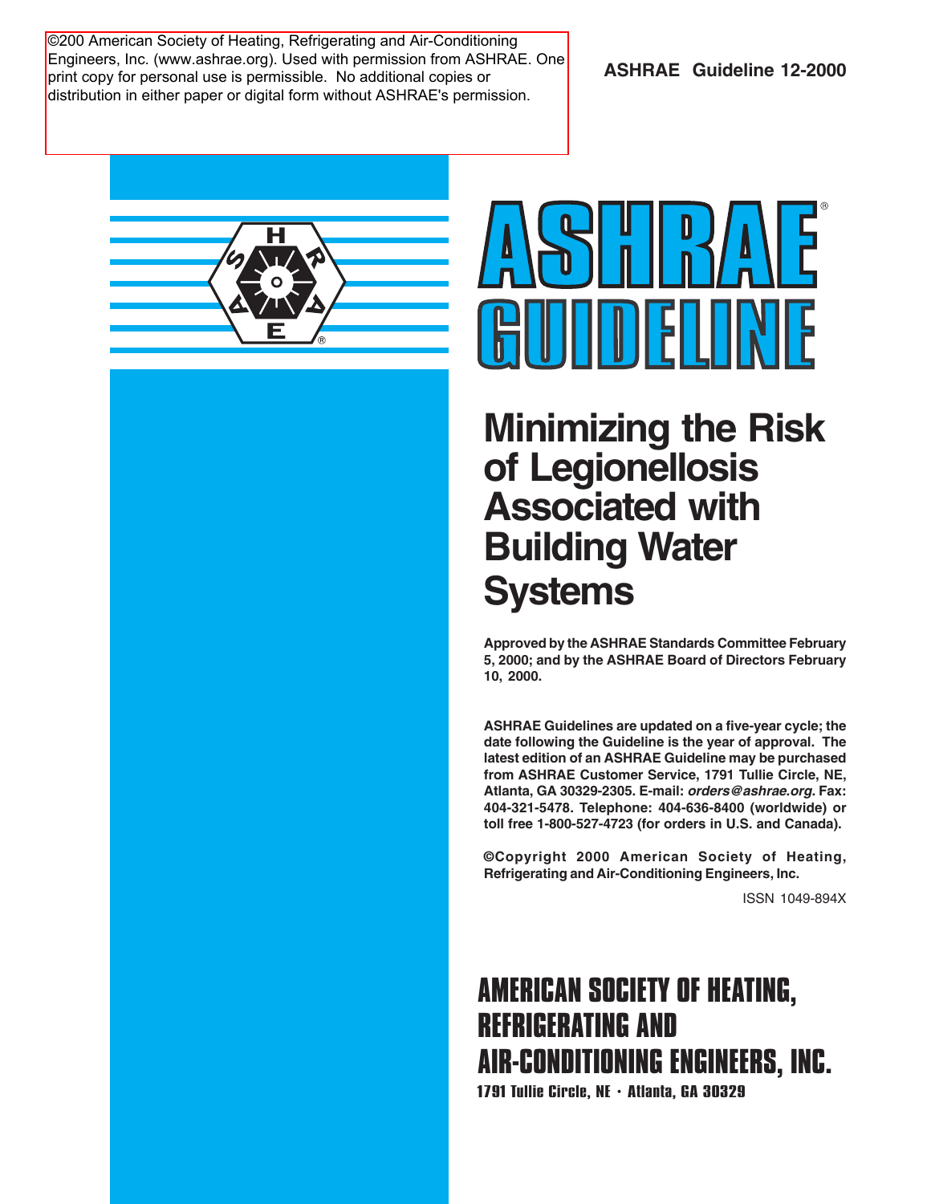©200 American Society of Heating, Refrigerating and Air-Conditioning Engineers, Inc. (www.ashrae.org). Used with permission from ASHRAE. One print copy for personal use is permissible. No additional copies or distribution in either paper or digital form without ASHRAE's permission.

**ASHRAE Guideline 12-2000**

# ASHRAE GUIDELINE

# Minimizing the Risk of Legionellosis Associated with Building Water Systems

**Approved by the ASHRAE Standards Committee February 5, 2000; and by the ASHRAE Board of Directors February 10, 2000.**

**ASHRAE Guidelines are updated on a five-year cycle; the date following the Guideline is the year of approval. The latest edition of an ASHRAE Guideline may be purchased from ASHRAE Customer Service, 1791 Tullie Circle, NE, Atlanta, GA 30329-2305. E-mail: *orders@ashrae.org*. Fax: 404-321-5478. Telephone: 404-636-8400 (worldwide) or toll free 1-800-527-4723 (for orders in U.S. and Canada).**

**©Copyright 2000 American Society of Heating, Refrigerating and Air-Conditioning Engineers, Inc.**

ISSN 1049-894X

**AMERICAN SOCIETY OF HEATING, REFRIGERATING AND AIR-CONDITIONING ENGINEERS, INC.**

**1791 Tullie Circle, NE · Atlanta, GA 30329**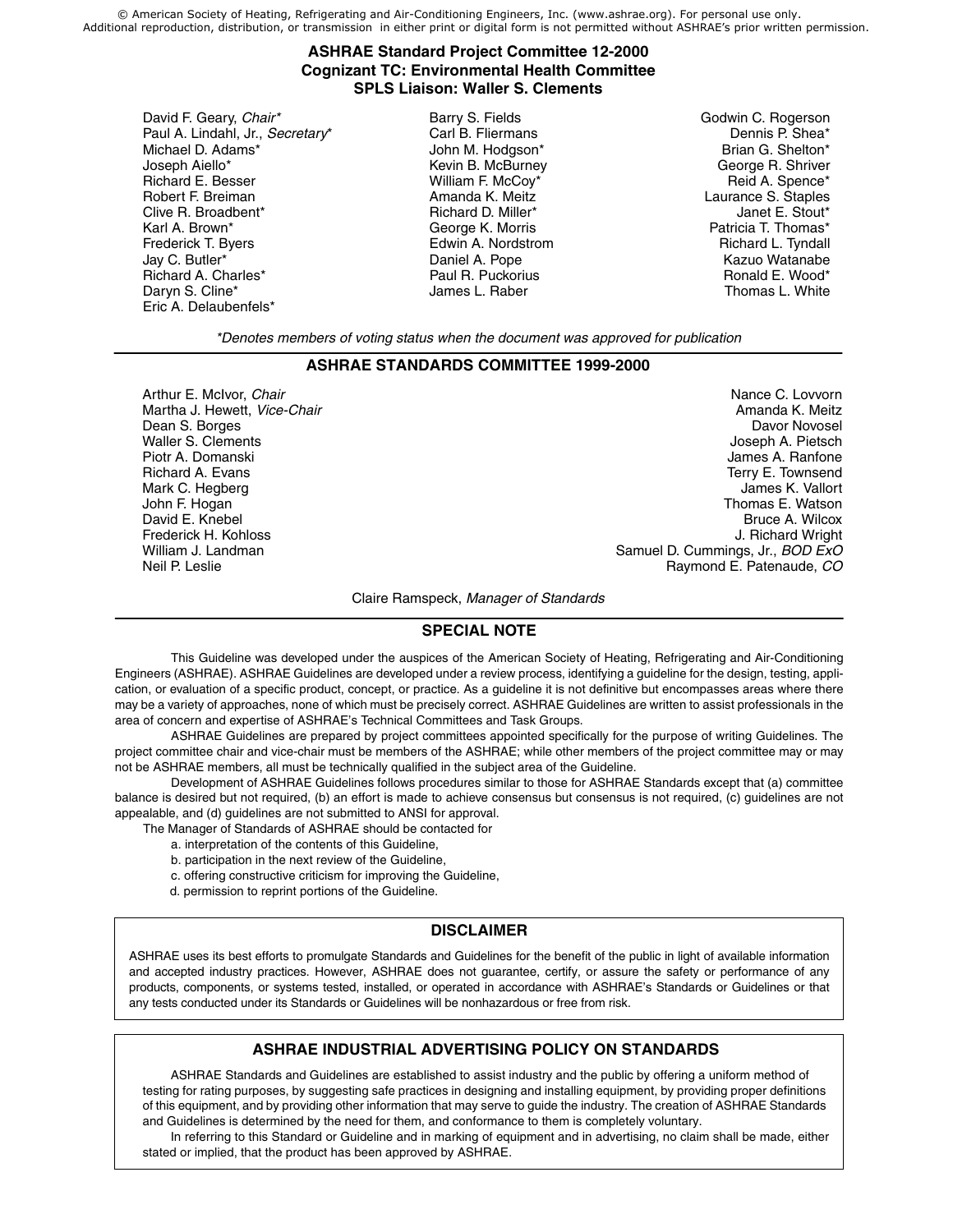© American Society of Heating, Refrigerating and Air-Conditioning Engineers, Inc. (www.ashrae.org). For personal use only. Additional reproduction, distribution, or transmission in either print or digital form is not permitted without ASHRAE's prior written permission.

**ASHRAE Standard Project Committee 12-2000**
**Cognizant TC: Environmental Health Committee**
**SPLS Liaison: Waller S. Clements**

David F. Geary, *Chair**
Paul A. Lindahl, Jr., *Secretary**
Michael D. Adams*
Joseph Aiello*
Richard E. Besser
Robert F. Breiman
Clive R. Broadbent*
Karl A. Brown*
Frederick T. Byers
Jay C. Butler*
Richard A. Charles*
Daryn S. Cline*
Eric A. Delaubenfels*
Barry S. Fields
Carl B. Fliermans
John M. Hodgson*
Kevin B. McBurney
William F. McCoy*
Amanda K. Meitz
Richard D. Miller*
George K. Morris
Edwin A. Nordstrom
Daniel A. Pope
Paul R. Puckorius
James L. Raber
Godwin C. Rogerson
Dennis P. Shea*
Brian G. Shelton*
George R. Shriver
Reid A. Spence*
Laurance S. Staples
Janet E. Stout*
Patricia T. Thomas*
Richard L. Tyndall
Kazuo Watanabe
Ronald E. Wood*
Thomas L. White

*\*Denotes members of voting status when the document was approved for publication*

## ASHRAE STANDARDS COMMITTEE 1999-2000

Arthur E. McIvor, *Chair*
Martha J. Hewett, *Vice-Chair*
Dean S. Borges
Waller S. Clements
Piotr A. Domanski
Richard A. Evans
Mark C. Hegberg
John F. Hogan
David E. Knebel
Frederick H. Kohloss
William J. Landman
Neil P. Leslie
Nance C. Lovvorn
Amanda K. Meitz
Davor Novosel
Joseph A. Pietsch
James A. Ranfone
Terry E. Townsend
James K. Vallort
Thomas E. Watson
Bruce A. Wilcox
J. Richard Wright
Samuel D. Cummings, Jr., *BOD ExO*
Raymond E. Patenaude, *CO*

Claire Ramspeck, *Manager of Standards*

## SPECIAL NOTE

This Guideline was developed under the auspices of the American Society of Heating, Refrigerating and Air-Conditioning Engineers (ASHRAE). ASHRAE Guidelines are developed under a review process, identifying a guideline for the design, testing, application, or evaluation of a specific product, concept, or practice. As a guideline it is not definitive but encompasses areas where there may be a variety of approaches, none of which must be precisely correct. ASHRAE Guidelines are written to assist professionals in the area of concern and expertise of ASHRAE's Technical Committees and Task Groups.

ASHRAE Guidelines are prepared by project committees appointed specifically for the purpose of writing Guidelines. The project committee chair and vice-chair must be members of the ASHRAE; while other members of the project committee may or may not be ASHRAE members, all must be technically qualified in the subject area of the Guideline.

Development of ASHRAE Guidelines follows procedures similar to those for ASHRAE Standards except that (a) committee balance is desired but not required, (b) an effort is made to achieve consensus but consensus is not required, (c) guidelines are not appealable, and (d) guidelines are not submitted to ANSI for approval.

The Manager of Standards of ASHRAE should be contacted for

a. interpretation of the contents of this Guideline,
b. participation in the next review of the Guideline,
c. offering constructive criticism for improving the Guideline,
d. permission to reprint portions of the Guideline.

## DISCLAIMER

ASHRAE uses its best efforts to promulgate Standards and Guidelines for the benefit of the public in light of available information and accepted industry practices. However, ASHRAE does not guarantee, certify, or assure the safety or performance of any products, components, or systems tested, installed, or operated in accordance with ASHRAE's Standards or Guidelines or that any tests conducted under its Standards or Guidelines will be nonhazardous or free from risk.

## ASHRAE INDUSTRIAL ADVERTISING POLICY ON STANDARDS

ASHRAE Standards and Guidelines are established to assist industry and the public by offering a uniform method of testing for rating purposes, by suggesting safe practices in designing and installing equipment, by providing proper definitions of this equipment, and by providing other information that may serve to guide the industry. The creation of ASHRAE Standards and Guidelines is determined by the need for them, and conformance to them is completely voluntary.

In referring to this Standard or Guideline and in marking of equipment and in advertising, no claim shall be made, either stated or implied, that the product has been approved by ASHRAE.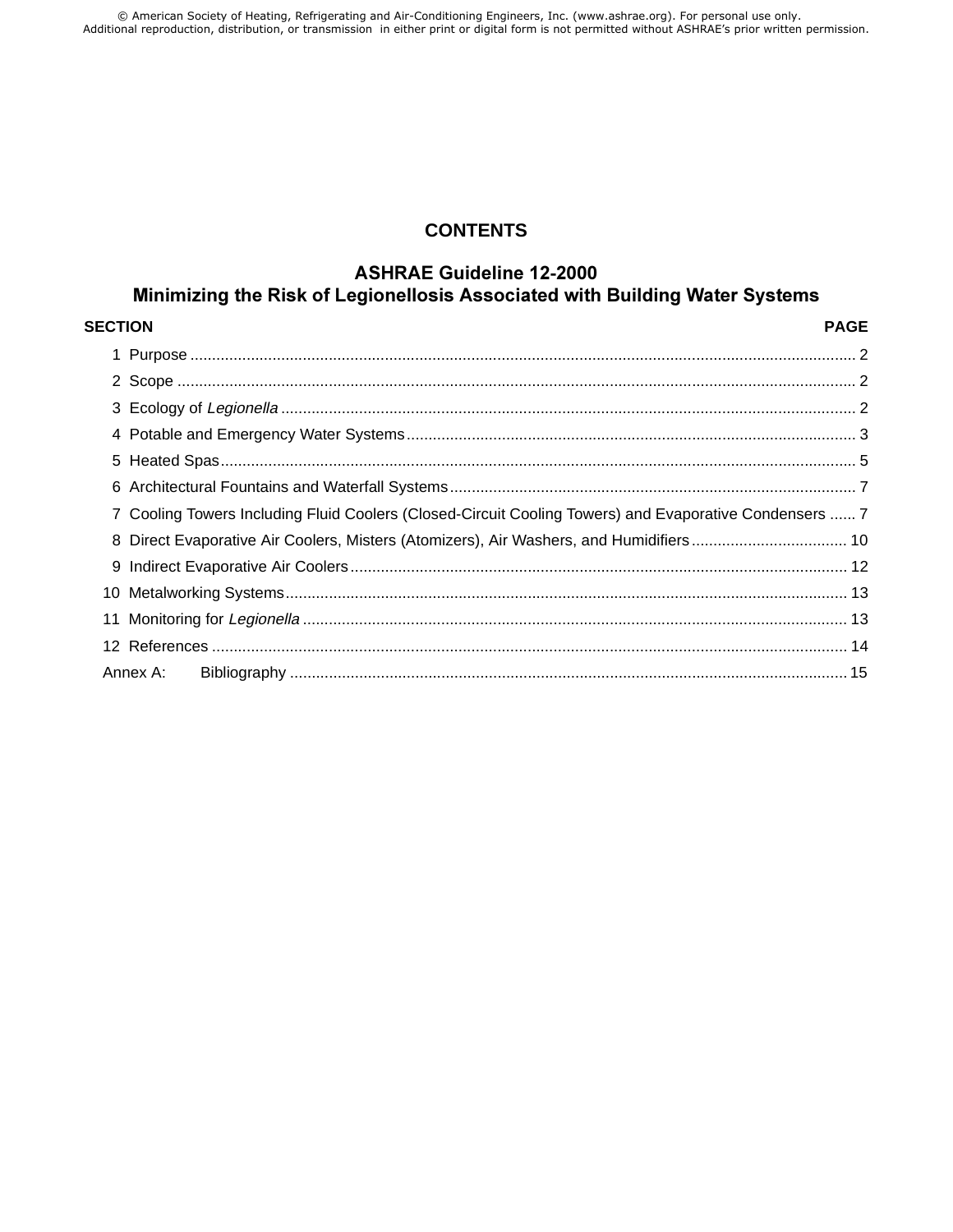# CONTENTS

## ASHRAE Guideline 12-2000
## Minimizing the Risk of Legionellosis Associated with Building Water Systems

| SECTION | PAGE |
|---|---|
| 1 Purpose | 2 |
| 2 Scope | 2 |
| 3 Ecology of *Legionella* | 2 |
| 4 Potable and Emergency Water Systems | 3 |
| 5 Heated Spas | 5 |
| 6 Architectural Fountains and Waterfall Systems | 7 |
| 7 Cooling Towers Including Fluid Coolers (Closed-Circuit Cooling Towers) and Evaporative Condensers | 7 |
| 8 Direct Evaporative Air Coolers, Misters (Atomizers), Air Washers, and Humidifiers | 10 |
| 9 Indirect Evaporative Air Coolers | 12 |
| 10 Metalworking Systems | 13 |
| 11 Monitoring for *Legionella* | 13 |
| 12 References | 14 |
| Annex A: Bibliography | 15 |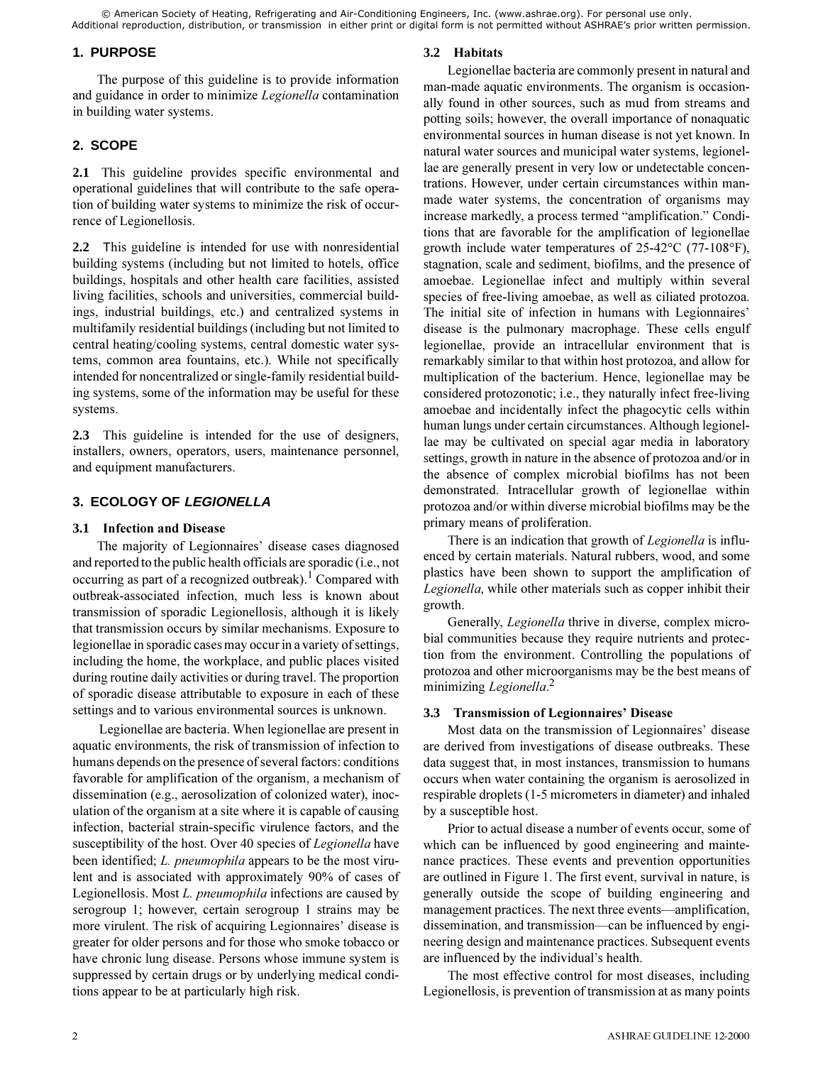## 1. PURPOSE

The purpose of this guideline is to provide information and guidance in order to minimize *Legionella* contamination in building water systems.

## 2. SCOPE

**2.1** This guideline provides specific environmental and operational guidelines that will contribute to the safe operation of building water systems to minimize the risk of occurrence of Legionellosis.

**2.2** This guideline is intended for use with nonresidential building systems (including but not limited to hotels, office buildings, hospitals and other health care facilities, assisted living facilities, schools and universities, commercial buildings, industrial buildings, etc.) and centralized systems in multifamily residential buildings (including but not limited to central heating/cooling systems, central domestic water systems, common area fountains, etc.). While not specifically intended for noncentralized or single-family residential building systems, some of the information may be useful for these systems.

**2.3** This guideline is intended for the use of designers, installers, owners, operators, users, maintenance personnel, and equipment manufacturers.

## 3. ECOLOGY OF *LEGIONELLA*

### 3.1 Infection and Disease

The majority of Legionnaires' disease cases diagnosed and reported to the public health officials are sporadic (i.e., not occurring as part of a recognized outbreak).[1] Compared with outbreak-associated infection, much less is known about transmission of sporadic Legionellosis, although it is likely that transmission occurs by similar mechanisms. Exposure to legionellae in sporadic cases may occur in a variety of settings, including the home, the workplace, and public places visited during routine daily activities or during travel. The proportion of sporadic disease attributable to exposure in each of these settings and to various environmental sources is unknown.

Legionellae are bacteria. When legionellae are present in aquatic environments, the risk of transmission of infection to humans depends on the presence of several factors: conditions favorable for amplification of the organism, a mechanism of dissemination (e.g., aerosolization of colonized water), inoculation of the organism at a site where it is capable of causing infection, bacterial strain-specific virulence factors, and the susceptibility of the host. Over 40 species of *Legionella* have been identified; *L. pneumophila* appears to be the most virulent and is associated with approximately 90% of cases of Legionellosis. Most *L. pneumophila* infections are caused by serogroup 1; however, certain serogroup 1 strains may be more virulent. The risk of acquiring Legionnaires' disease is greater for older persons and for those who smoke tobacco or have chronic lung disease. Persons whose immune system is suppressed by certain drugs or by underlying medical conditions appear to be at particularly high risk.

### 3.2 Habitats

Legionellae bacteria are commonly present in natural and man-made aquatic environments. The organism is occasionally found in other sources, such as mud from streams and potting soils; however, the overall importance of nonaquatic environmental sources in human disease is not yet known. In natural water sources and municipal water systems, legionellae are generally present in very low or undetectable concentrations. However, under certain circumstances within man-made water systems, the concentration of organisms may increase markedly, a process termed "amplification." Conditions that are favorable for the amplification of legionellae growth include water temperatures of 25-42°C (77-108°F), stagnation, scale and sediment, biofilms, and the presence of amoebae. Legionellae infect and multiply within several species of free-living amoebae, as well as ciliated protozoa. The initial site of infection in humans with Legionnaires' disease is the pulmonary macrophage. These cells engulf legionellae, provide an intracellular environment that is remarkably similar to that within host protozoa, and allow for multiplication of the bacterium. Hence, legionellae may be considered protozonotic; i.e., they naturally infect free-living amoebae and incidentally infect the phagocytic cells within human lungs under certain circumstances. Although legionellae may be cultivated on special agar media in laboratory settings, growth in nature in the absence of protozoa and/or in the absence of complex microbial biofilms has not been demonstrated. Intracellular growth of legionellae within protozoa and/or within diverse microbial biofilms may be the primary means of proliferation.

There is an indication that growth of *Legionella* is influenced by certain materials. Natural rubbers, wood, and some plastics have been shown to support the amplification of *Legionella*, while other materials such as copper inhibit their growth.

Generally, *Legionella* thrive in diverse, complex microbial communities because they require nutrients and protection from the environment. Controlling the populations of protozoa and other microorganisms may be the best means of minimizing *Legionella*.[2]

### 3.3 Transmission of Legionnaires' Disease

Most data on the transmission of Legionnaires' disease are derived from investigations of disease outbreaks. These data suggest that, in most instances, transmission to humans occurs when water containing the organism is aerosolized in respirable droplets (1-5 micrometers in diameter) and inhaled by a susceptible host.

Prior to actual disease a number of events occur, some of which can be influenced by good engineering and maintenance practices. These events and prevention opportunities are outlined in Figure 1. The first event, survival in nature, is generally outside the scope of building engineering and management practices. The next three events—amplification, dissemination, and transmission—can be influenced by engineering design and maintenance practices. Subsequent events are influenced by the individual's health.

The most effective control for most diseases, including Legionellosis, is prevention of transmission at as many points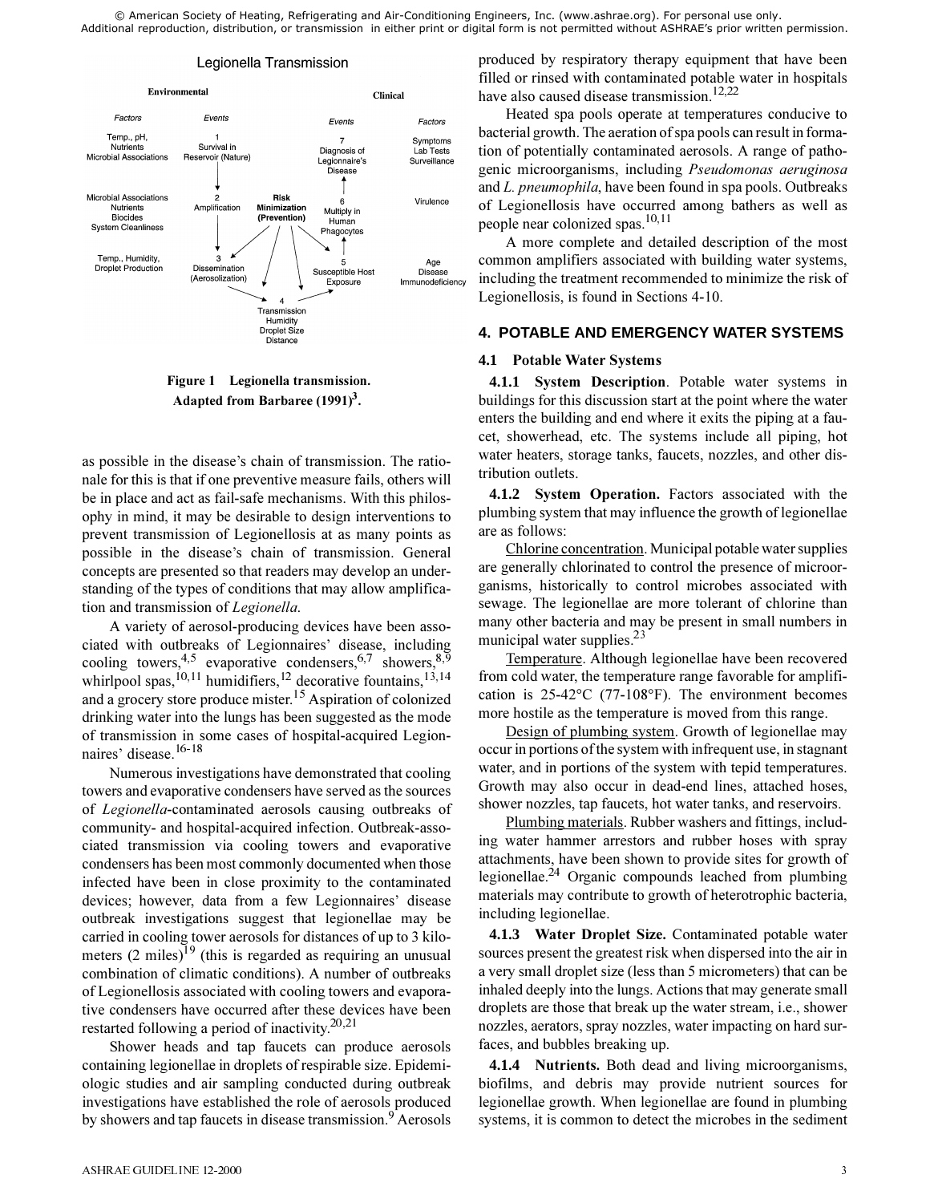**Figure 1 Legionella transmission. Adapted from Barbaree (1991)[3].**

as possible in the disease's chain of transmission. The rationale for this is that if one preventive measure fails, others will be in place and act as fail-safe mechanisms. With this philosophy in mind, it may be desirable to design interventions to prevent transmission of Legionellosis at as many points as possible in the disease's chain of transmission. General concepts are presented so that readers may develop an understanding of the types of conditions that may allow amplification and transmission of *Legionella*.

A variety of aerosol-producing devices have been associated with outbreaks of Legionnaires' disease, including cooling towers,[4,5] evaporative condensers,[6,7] showers,[8,9] whirlpool spas,[10,11] humidifiers,[12] decorative fountains,[13,14] and a grocery store produce mister.[15] Aspiration of colonized drinking water into the lungs has been suggested as the mode of transmission in some cases of hospital-acquired Legionnaires' disease.[16-18]

Numerous investigations have demonstrated that cooling towers and evaporative condensers have served as the sources of *Legionella*-contaminated aerosols causing outbreaks of community- and hospital-acquired infection. Outbreak-associated transmission via cooling towers and evaporative condensers has been most commonly documented when those infected have been in close proximity to the contaminated devices; however, data from a few Legionnaires' disease outbreak investigations suggest that legionellae may be carried in cooling tower aerosols for distances of up to 3 kilometers (2 miles)[19] (this is regarded as requiring an unusual combination of climatic conditions). A number of outbreaks of Legionellosis associated with cooling towers and evaporative condensers have occurred after these devices have been restarted following a period of inactivity.[20,21]

Shower heads and tap faucets can produce aerosols containing legionellae in droplets of respirable size. Epidemiologic studies and air sampling conducted during outbreak investigations have established the role of aerosols produced by showers and tap faucets in disease transmission.[9] Aerosols produced by respiratory therapy equipment that have been filled or rinsed with contaminated potable water in hospitals have also caused disease transmission.[12,22]

Heated spa pools operate at temperatures conducive to bacterial growth. The aeration of spa pools can result in formation of potentially contaminated aerosols. A range of pathogenic microorganisms, including *Pseudomonas aeruginosa* and *L. pneumophila*, have been found in spa pools. Outbreaks of Legionellosis have occurred among bathers as well as people near colonized spas.[10,11]

A more complete and detailed description of the most common amplifiers associated with building water systems, including the treatment recommended to minimize the risk of Legionellosis, is found in Sections 4-10.

## 4. POTABLE AND EMERGENCY WATER SYSTEMS

### 4.1 Potable Water Systems

**4.1.1 System Description**. Potable water systems in buildings for this discussion start at the point where the water enters the building and end where it exits the piping at a faucet, showerhead, etc. The systems include all piping, hot water heaters, storage tanks, faucets, nozzles, and other distribution outlets.

**4.1.2 System Operation.** Factors associated with the plumbing system that may influence the growth of legionellae are as follows:

Chlorine concentration. Municipal potable water supplies are generally chlorinated to control the presence of microorganisms, historically to control microbes associated with sewage. The legionellae are more tolerant of chlorine than many other bacteria and may be present in small numbers in municipal water supplies.[23]

Temperature. Although legionellae have been recovered from cold water, the temperature range favorable for amplification is 25-42°C (77-108°F). The environment becomes more hostile as the temperature is moved from this range.

Design of plumbing system. Growth of legionellae may occur in portions of the system with infrequent use, in stagnant water, and in portions of the system with tepid temperatures. Growth may also occur in dead-end lines, attached hoses, shower nozzles, tap faucets, hot water tanks, and reservoirs.

Plumbing materials. Rubber washers and fittings, including water hammer arrestors and rubber hoses with spray attachments, have been shown to provide sites for growth of legionellae.[24] Organic compounds leached from plumbing materials may contribute to growth of heterotrophic bacteria, including legionellae.

**4.1.3 Water Droplet Size.** Contaminated potable water sources present the greatest risk when dispersed into the air in a very small droplet size (less than 5 micrometers) that can be inhaled deeply into the lungs. Actions that may generate small droplets are those that break up the water stream, i.e., shower nozzles, aerators, spray nozzles, water impacting on hard surfaces, and bubbles breaking up.

**4.1.4 Nutrients.** Both dead and living microorganisms, biofilms, and debris may provide nutrient sources for legionellae growth. When legionellae are found in plumbing systems, it is common to detect the microbes in the sediment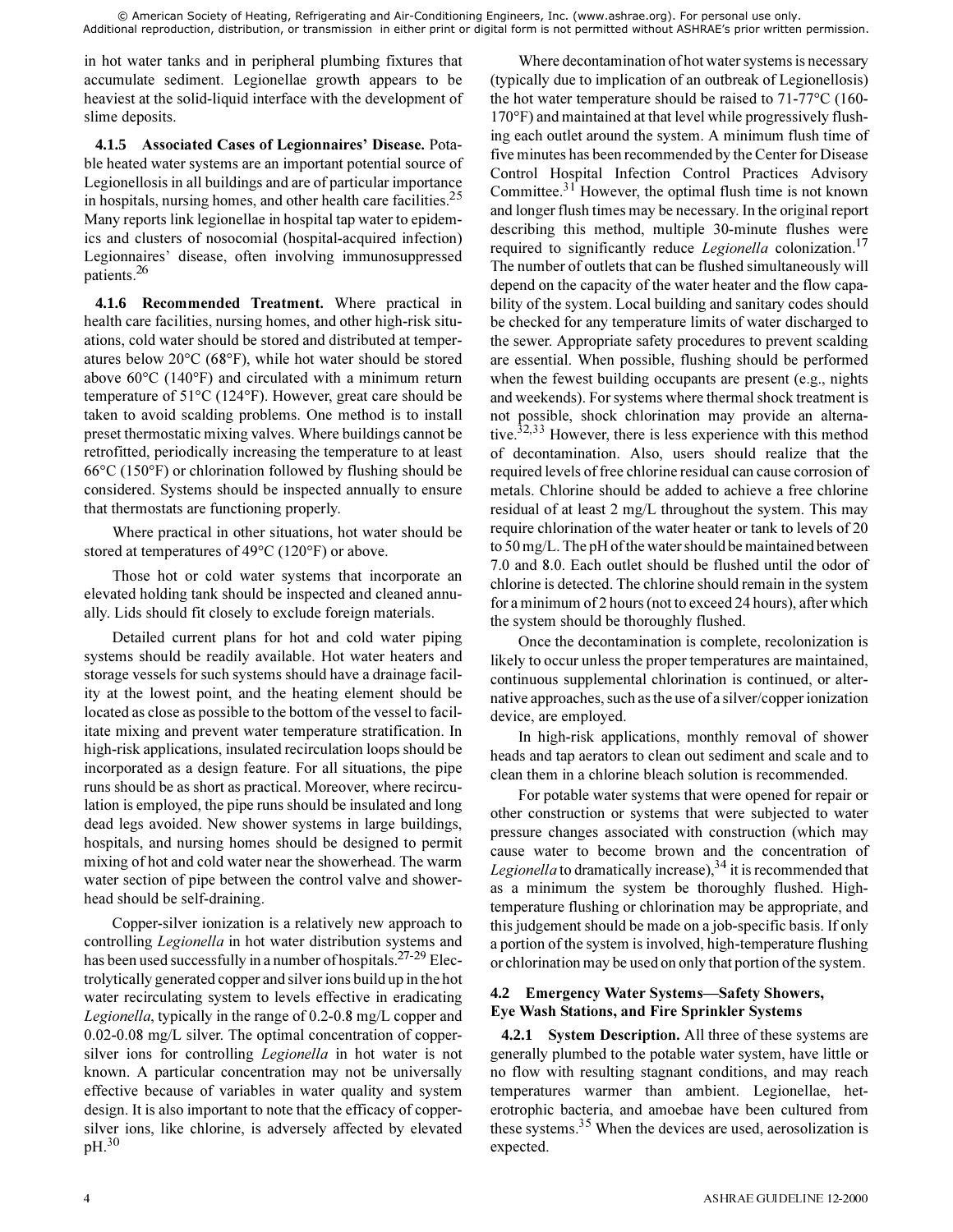in hot water tanks and in peripheral plumbing fixtures that accumulate sediment. Legionellae growth appears to be heaviest at the solid-liquid interface with the development of slime deposits.

**4.1.5 Associated Cases of Legionnaires' Disease.** Potable heated water systems are an important potential source of Legionellosis in all buildings and are of particular importance in hospitals, nursing homes, and other health care facilities.[25] Many reports link legionellae in hospital tap water to epidemics and clusters of nosocomial (hospital-acquired infection) Legionnaires' disease, often involving immunosuppressed patients.[26]

**4.1.6 Recommended Treatment.** Where practical in health care facilities, nursing homes, and other high-risk situations, cold water should be stored and distributed at temperatures below 20°C (68°F), while hot water should be stored above 60°C (140°F) and circulated with a minimum return temperature of 51°C (124°F). However, great care should be taken to avoid scalding problems. One method is to install preset thermostatic mixing valves. Where buildings cannot be retrofitted, periodically increasing the temperature to at least 66°C (150°F) or chlorination followed by flushing should be considered. Systems should be inspected annually to ensure that thermostats are functioning properly.

Where practical in other situations, hot water should be stored at temperatures of 49°C (120°F) or above.

Those hot or cold water systems that incorporate an elevated holding tank should be inspected and cleaned annually. Lids should fit closely to exclude foreign materials.

Detailed current plans for hot and cold water piping systems should be readily available. Hot water heaters and storage vessels for such systems should have a drainage facility at the lowest point, and the heating element should be located as close as possible to the bottom of the vessel to facilitate mixing and prevent water temperature stratification. In high-risk applications, insulated recirculation loops should be incorporated as a design feature. For all situations, the pipe runs should be as short as practical. Moreover, where recirculation is employed, the pipe runs should be insulated and long dead legs avoided. New shower systems in large buildings, hospitals, and nursing homes should be designed to permit mixing of hot and cold water near the showerhead. The warm water section of pipe between the control valve and showerhead should be self-draining.

Copper-silver ionization is a relatively new approach to controlling *Legionella* in hot water distribution systems and has been used successfully in a number of hospitals.[27-29] Electrolytically generated copper and silver ions build up in the hot water recirculating system to levels effective in eradicating *Legionella*, typically in the range of 0.2-0.8 mg/L copper and 0.02-0.08 mg/L silver. The optimal concentration of copper-silver ions for controlling *Legionella* in hot water is not known. A particular concentration may not be universally effective because of variables in water quality and system design. It is also important to note that the efficacy of copper-silver ions, like chlorine, is adversely affected by elevated pH.[30]

Where decontamination of hot water systems is necessary (typically due to implication of an outbreak of Legionellosis) the hot water temperature should be raised to 71-77°C (160-170°F) and maintained at that level while progressively flushing each outlet around the system. A minimum flush time of five minutes has been recommended by the Center for Disease Control Hospital Infection Control Practices Advisory Committee.[31] However, the optimal flush time is not known and longer flush times may be necessary. In the original report describing this method, multiple 30-minute flushes were required to significantly reduce *Legionella* colonization.[17] The number of outlets that can be flushed simultaneously will depend on the capacity of the water heater and the flow capability of the system. Local building and sanitary codes should be checked for any temperature limits of water discharged to the sewer. Appropriate safety procedures to prevent scalding are essential. When possible, flushing should be performed when the fewest building occupants are present (e.g., nights and weekends). For systems where thermal shock treatment is not possible, shock chlorination may provide an alternative.[32,33] However, there is less experience with this method of decontamination. Also, users should realize that the required levels of free chlorine residual can cause corrosion of metals. Chlorine should be added to achieve a free chlorine residual of at least 2 mg/L throughout the system. This may require chlorination of the water heater or tank to levels of 20 to 50 mg/L. The pH of the water should be maintained between 7.0 and 8.0. Each outlet should be flushed until the odor of chlorine is detected. The chlorine should remain in the system for a minimum of 2 hours (not to exceed 24 hours), after which the system should be thoroughly flushed.

Once the decontamination is complete, recolonization is likely to occur unless the proper temperatures are maintained, continuous supplemental chlorination is continued, or alternative approaches, such as the use of a silver/copper ionization device, are employed.

In high-risk applications, monthly removal of shower heads and tap aerators to clean out sediment and scale and to clean them in a chlorine bleach solution is recommended.

For potable water systems that were opened for repair or other construction or systems that were subjected to water pressure changes associated with construction (which may cause water to become brown and the concentration of *Legionella* to dramatically increase),[34] it is recommended that as a minimum the system be thoroughly flushed. High-temperature flushing or chlorination may be appropriate, and this judgement should be made on a job-specific basis. If only a portion of the system is involved, high-temperature flushing or chlorination may be used on only that portion of the system.

## 4.2 Emergency Water Systems—Safety Showers, Eye Wash Stations, and Fire Sprinkler Systems

**4.2.1 System Description.** All three of these systems are generally plumbed to the potable water system, have little or no flow with resulting stagnant conditions, and may reach temperatures warmer than ambient. Legionellae, heterotrophic bacteria, and amoebae have been cultured from these systems.[35] When the devices are used, aerosolization is expected.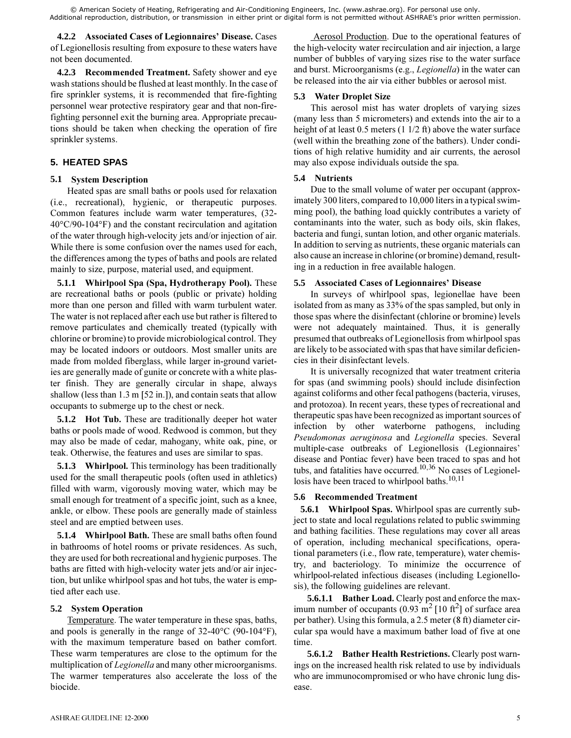**4.2.2 Associated Cases of Legionnaires' Disease.** Cases of Legionellosis resulting from exposure to these waters have not been documented.

**4.2.3 Recommended Treatment.** Safety shower and eye wash stations should be flushed at least monthly. In the case of fire sprinkler systems, it is recommended that fire-fighting personnel wear protective respiratory gear and that non-fire-fighting personnel exit the burning area. Appropriate precautions should be taken when checking the operation of fire sprinkler systems.

## 5. HEATED SPAS

### 5.1 System Description

Heated spas are small baths or pools used for relaxation (i.e., recreational), hygienic, or therapeutic purposes. Common features include warm water temperatures, (32-40°C/90-104°F) and the constant recirculation and agitation of the water through high-velocity jets and/or injection of air. While there is some confusion over the names used for each, the differences among the types of baths and pools are related mainly to size, purpose, material used, and equipment.

**5.1.1 Whirlpool Spa (Spa, Hydrotherapy Pool).** These are recreational baths or pools (public or private) holding more than one person and filled with warm turbulent water. The water is not replaced after each use but rather is filtered to remove particulates and chemically treated (typically with chlorine or bromine) to provide microbiological control. They may be located indoors or outdoors. Most smaller units are made from molded fiberglass, while larger in-ground varieties are generally made of gunite or concrete with a white plaster finish. They are generally circular in shape, always shallow (less than 1.3 m [52 in.]), and contain seats that allow occupants to submerge up to the chest or neck.

**5.1.2 Hot Tub.** These are traditionally deeper hot water baths or pools made of wood. Redwood is common, but they may also be made of cedar, mahogany, white oak, pine, or teak. Otherwise, the features and uses are similar to spas.

**5.1.3 Whirlpool.** This terminology has been traditionally used for the small therapeutic pools (often used in athletics) filled with warm, vigorously moving water, which may be small enough for treatment of a specific joint, such as a knee, ankle, or elbow. These pools are generally made of stainless steel and are emptied between uses.

**5.1.4 Whirlpool Bath.** These are small baths often found in bathrooms of hotel rooms or private residences. As such, they are used for both recreational and hygienic purposes. The baths are fitted with high-velocity water jets and/or air injection, but unlike whirlpool spas and hot tubs, the water is emptied after each use.

### 5.2 System Operation

Temperature. The water temperature in these spas, baths, and pools is generally in the range of 32-40°C (90-104°F), with the maximum temperature based on bather comfort. These warm temperatures are close to the optimum for the multiplication of *Legionella* and many other microorganisms. The warmer temperatures also accelerate the loss of the biocide.

Aerosol Production. Due to the operational features of the high-velocity water recirculation and air injection, a large number of bubbles of varying sizes rise to the water surface and burst. Microorganisms (e.g., *Legionella*) in the water can be released into the air via either bubbles or aerosol mist.

### 5.3 Water Droplet Size

This aerosol mist has water droplets of varying sizes (many less than 5 micrometers) and extends into the air to a height of at least 0.5 meters (1 1/2 ft) above the water surface (well within the breathing zone of the bathers). Under conditions of high relative humidity and air currents, the aerosol may also expose individuals outside the spa.

### 5.4 Nutrients

Due to the small volume of water per occupant (approximately 300 liters, compared to 10,000 liters in a typical swimming pool), the bathing load quickly contributes a variety of contaminants into the water, such as body oils, skin flakes, bacteria and fungi, suntan lotion, and other organic materials. In addition to serving as nutrients, these organic materials can also cause an increase in chlorine (or bromine) demand, resulting in a reduction in free available halogen.

### 5.5 Associated Cases of Legionnaires' Disease

In surveys of whirlpool spas, legionellae have been isolated from as many as 33% of the spas sampled, but only in those spas where the disinfectant (chlorine or bromine) levels were not adequately maintained. Thus, it is generally presumed that outbreaks of Legionellosis from whirlpool spas are likely to be associated with spas that have similar deficiencies in their disinfectant levels.

It is universally recognized that water treatment criteria for spas (and swimming pools) should include disinfection against coliforms and other fecal pathogens (bacteria, viruses, and protozoa). In recent years, these types of recreational and therapeutic spas have been recognized as important sources of infection by other waterborne pathogens, including *Pseudomonas aeruginosa* and *Legionella* species. Several multiple-case outbreaks of Legionellosis (Legionnaires' disease and Pontiac fever) have been traced to spas and hot tubs, and fatalities have occurred.[10,36] No cases of Legionellosis have been traced to whirlpool baths.[10,11]

### 5.6 Recommended Treatment

**5.6.1 Whirlpool Spas.** Whirlpool spas are currently subject to state and local regulations related to public swimming and bathing facilities. These regulations may cover all areas of operation, including mechanical specifications, operational parameters (i.e., flow rate, temperature), water chemistry, and bacteriology. To minimize the occurrence of whirlpool-related infectious diseases (including Legionellosis), the following guidelines are relevant.

**5.6.1.1 Bather Load.** Clearly post and enforce the maximum number of occupants (0.93 $m^2$ [10 $ft^2$] of surface area per bather). Using this formula, a 2.5 meter (8 ft) diameter circular spa would have a maximum bather load of five at one time.

**5.6.1.2 Bather Health Restrictions.** Clearly post warnings on the increased health risk related to use by individuals who are immunocompromised or who have chronic lung disease.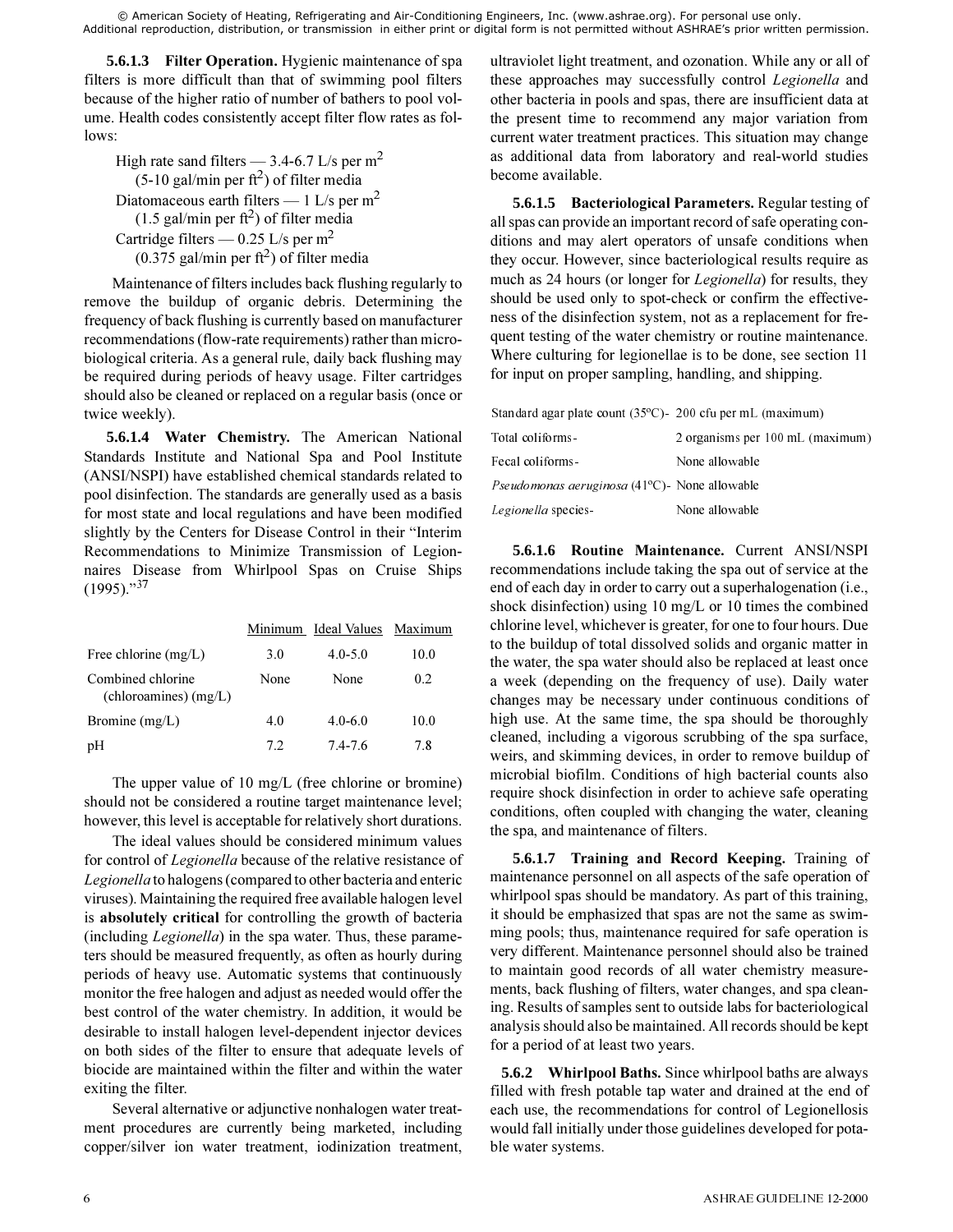**5.6.1.3 Filter Operation.** Hygienic maintenance of spa filters is more difficult than that of swimming pool filters because of the higher ratio of number of bathers to pool volume. Health codes consistently accept filter flow rates as follows:

High rate sand filters — 3.4-6.7 L/s per $m^2$ (5-10 gal/min per $ft^2$) of filter media
Diatomaceous earth filters — 1 L/s per $m^2$ (1.5 gal/min per $ft^2$) of filter media
Cartridge filters — 0.25 L/s per $m^2$ (0.375 gal/min per $ft^2$) of filter media

Maintenance of filters includes back flushing regularly to remove the buildup of organic debris. Determining the frequency of back flushing is currently based on manufacturer recommendations (flow-rate requirements) rather than microbiological criteria. As a general rule, daily back flushing may be required during periods of heavy usage. Filter cartridges should also be cleaned or replaced on a regular basis (once or twice weekly).

**5.6.1.4 Water Chemistry.** The American National Standards Institute and National Spa and Pool Institute (ANSI/NSPI) have established chemical standards related to pool disinfection. The standards are generally used as a basis for most state and local regulations and have been modified slightly by the Centers for Disease Control in their "Interim Recommendations to Minimize Transmission of Legionnaires Disease from Whirlpool Spas on Cruise Ships (1995)."[37]

| | Minimum | Ideal Values | Maximum |
|---|---|---|---|
| Free chlorine (mg/L) | 3.0 | 4.0-5.0 | 10.0 |
| Combined chlorine (chloramines) (mg/L) | None | None | 0.2 |
| Bromine (mg/L) | 4.0 | 4.0-6.0 | 10.0 |
| pH | 7.2 | 7.4-7.6 | 7.8 |

The upper value of 10 mg/L (free chlorine or bromine) should not be considered a routine target maintenance level; however, this level is acceptable for relatively short durations.

The ideal values should be considered minimum values for control of *Legionella* because of the relative resistance of *Legionella* to halogens (compared to other bacteria and enteric viruses). Maintaining the required free available halogen level is **absolutely critical** for controlling the growth of bacteria (including *Legionella*) in the spa water. Thus, these parameters should be measured frequently, as often as hourly during periods of heavy use. Automatic systems that continuously monitor the free halogen and adjust as needed would offer the best control of the water chemistry. In addition, it would be desirable to install halogen level-dependent injector devices on both sides of the filter to ensure that adequate levels of biocide are maintained within the filter and within the water exiting the filter.

Several alternative or adjunctive nonhalogen water treatment procedures are currently being marketed, including copper/silver ion water treatment, iodinization treatment, ultraviolet light treatment, and ozonation. While any or all of these approaches may successfully control *Legionella* and other bacteria in pools and spas, there are insufficient data at the present time to recommend any major variation from current water treatment practices. This situation may change as additional data from laboratory and real-world studies become available.

**5.6.1.5 Bacteriological Parameters.** Regular testing of all spas can provide an important record of safe operating conditions and may alert operators of unsafe conditions when they occur. However, since bacteriological results require as much as 24 hours (or longer for *Legionella*) for results, they should be used only to spot-check or confirm the effectiveness of the disinfection system, not as a replacement for frequent testing of the water chemistry or routine maintenance. Where culturing for legionellae is to be done, see section 11 for input on proper sampling, handling, and shipping.

| | |
|---|---|
| Standard agar plate count (35ºC)- | 200 cfu per mL (maximum) |
| Total coliforms- | 2 organisms per 100 mL (maximum) |
| Fecal coliforms- | None allowable |
| *Pseudomonas aeruginosa* (41ºC)- | None allowable |
| *Legionella* species- | None allowable |

**5.6.1.6 Routine Maintenance.** Current ANSI/NSPI recommendations include taking the spa out of service at the end of each day in order to carry out a superhalogenation (i.e., shock disinfection) using 10 mg/L or 10 times the combined chlorine level, whichever is greater, for one to four hours. Due to the buildup of total dissolved solids and organic matter in the water, the spa water should also be replaced at least once a week (depending on the frequency of use). Daily water changes may be necessary under continuous conditions of high use. At the same time, the spa should be thoroughly cleaned, including a vigorous scrubbing of the spa surface, weirs, and skimming devices, in order to remove buildup of microbial biofilm. Conditions of high bacterial counts also require shock disinfection in order to achieve safe operating conditions, often coupled with changing the water, cleaning the spa, and maintenance of filters.

**5.6.1.7 Training and Record Keeping.** Training of maintenance personnel on all aspects of the safe operation of whirlpool spas should be mandatory. As part of this training, it should be emphasized that spas are not the same as swimming pools; thus, maintenance required for safe operation is very different. Maintenance personnel should also be trained to maintain good records of all water chemistry measurements, back flushing of filters, water changes, and spa cleaning. Results of samples sent to outside labs for bacteriological analysis should also be maintained. All records should be kept for a period of at least two years.

**5.6.2 Whirlpool Baths.** Since whirlpool baths are always filled with fresh potable tap water and drained at the end of each use, the recommendations for control of Legionellosis would fall initially under those guidelines developed for potable water systems.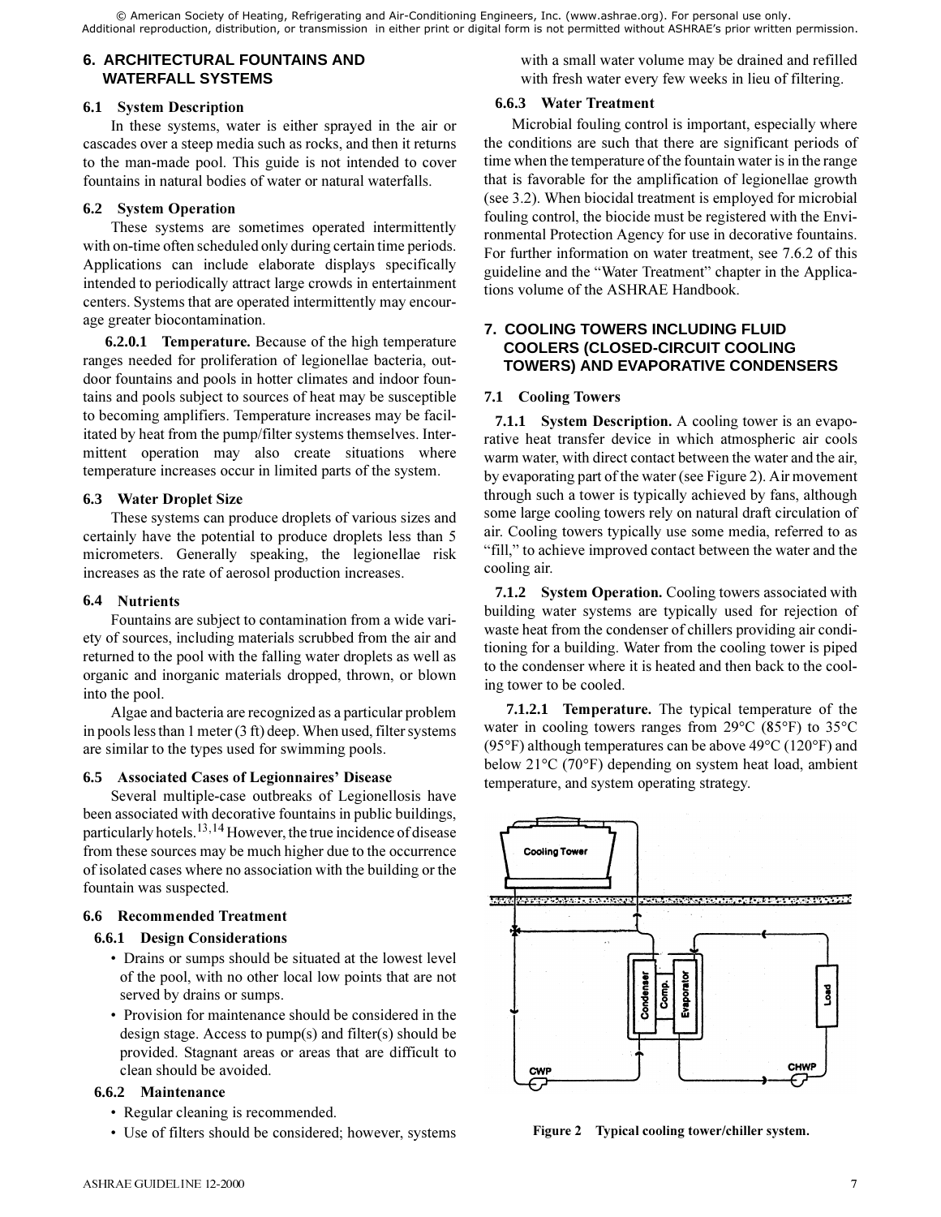## 6. ARCHITECTURAL FOUNTAINS AND WATERFALL SYSTEMS

### 6.1 System Description

In these systems, water is either sprayed in the air or cascades over a steep media such as rocks, and then it returns to the man-made pool. This guide is not intended to cover fountains in natural bodies of water or natural waterfalls.

### 6.2 System Operation

These systems are sometimes operated intermittently with on-time often scheduled only during certain time periods. Applications can include elaborate displays specifically intended to periodically attract large crowds in entertainment centers. Systems that are operated intermittently may encourage greater biocontamination.

**6.2.0.1 Temperature.** Because of the high temperature ranges needed for proliferation of legionellae bacteria, outdoor fountains and pools in hotter climates and indoor fountains and pools subject to sources of heat may be susceptible to becoming amplifiers. Temperature increases may be facilitated by heat from the pump/filter systems themselves. Intermittent operation may also create situations where temperature increases occur in limited parts of the system.

### 6.3 Water Droplet Size

These systems can produce droplets of various sizes and certainly have the potential to produce droplets less than 5 micrometers. Generally speaking, the legionellae risk increases as the rate of aerosol production increases.

### 6.4 Nutrients

Fountains are subject to contamination from a wide variety of sources, including materials scrubbed from the air and returned to the pool with the falling water droplets as well as organic and inorganic materials dropped, thrown, or blown into the pool.

Algae and bacteria are recognized as a particular problem in pools less than 1 meter (3 ft) deep. When used, filter systems are similar to the types used for swimming pools.

### 6.5 Associated Cases of Legionnaires' Disease

Several multiple-case outbreaks of Legionellosis have been associated with decorative fountains in public buildings, particularly hotels.[13,14] However, the true incidence of disease from these sources may be much higher due to the occurrence of isolated cases where no association with the building or the fountain was suspected.

### 6.6 Recommended Treatment

#### 6.6.1 Design Considerations

- Drains or sumps should be situated at the lowest level of the pool, with no other local low points that are not served by drains or sumps.
- Provision for maintenance should be considered in the design stage. Access to pump(s) and filter(s) should be provided. Stagnant areas or areas that are difficult to clean should be avoided.

#### 6.6.2 Maintenance

- Regular cleaning is recommended.
- Use of filters should be considered; however, systems with a small water volume may be drained and refilled with fresh water every few weeks in lieu of filtering.

#### 6.6.3 Water Treatment

Microbial fouling control is important, especially where the conditions are such that there are significant periods of time when the temperature of the fountain water is in the range that is favorable for the amplification of legionellae growth (see 3.2). When biocidal treatment is employed for microbial fouling control, the biocide must be registered with the Environmental Protection Agency for use in decorative fountains. For further information on water treatment, see 7.6.2 of this guideline and the "Water Treatment" chapter in the Applications volume of the ASHRAE Handbook.

## 7. COOLING TOWERS INCLUDING FLUID COOLERS (CLOSED-CIRCUIT COOLING TOWERS) AND EVAPORATIVE CONDENSERS

### 7.1 Cooling Towers

**7.1.1 System Description.** A cooling tower is an evaporative heat transfer device in which atmospheric air cools warm water, with direct contact between the water and the air, by evaporating part of the water (see Figure 2). Air movement through such a tower is typically achieved by fans, although some large cooling towers rely on natural draft circulation of air. Cooling towers typically use some media, referred to as "fill," to achieve improved contact between the water and the cooling air.

**7.1.2 System Operation.** Cooling towers associated with building water systems are typically used for rejection of waste heat from the condenser of chillers providing air conditioning for a building. Water from the cooling tower is piped to the condenser where it is heated and then back to the cooling tower to be cooled.

**7.1.2.1 Temperature.** The typical temperature of the water in cooling towers ranges from 29°C (85°F) to 35°C (95°F) although temperatures can be above 49°C (120°F) and below 21°C (70°F) depending on system heat load, ambient temperature, and system operating strategy.

**Figure 2 Typical cooling tower/chiller system.**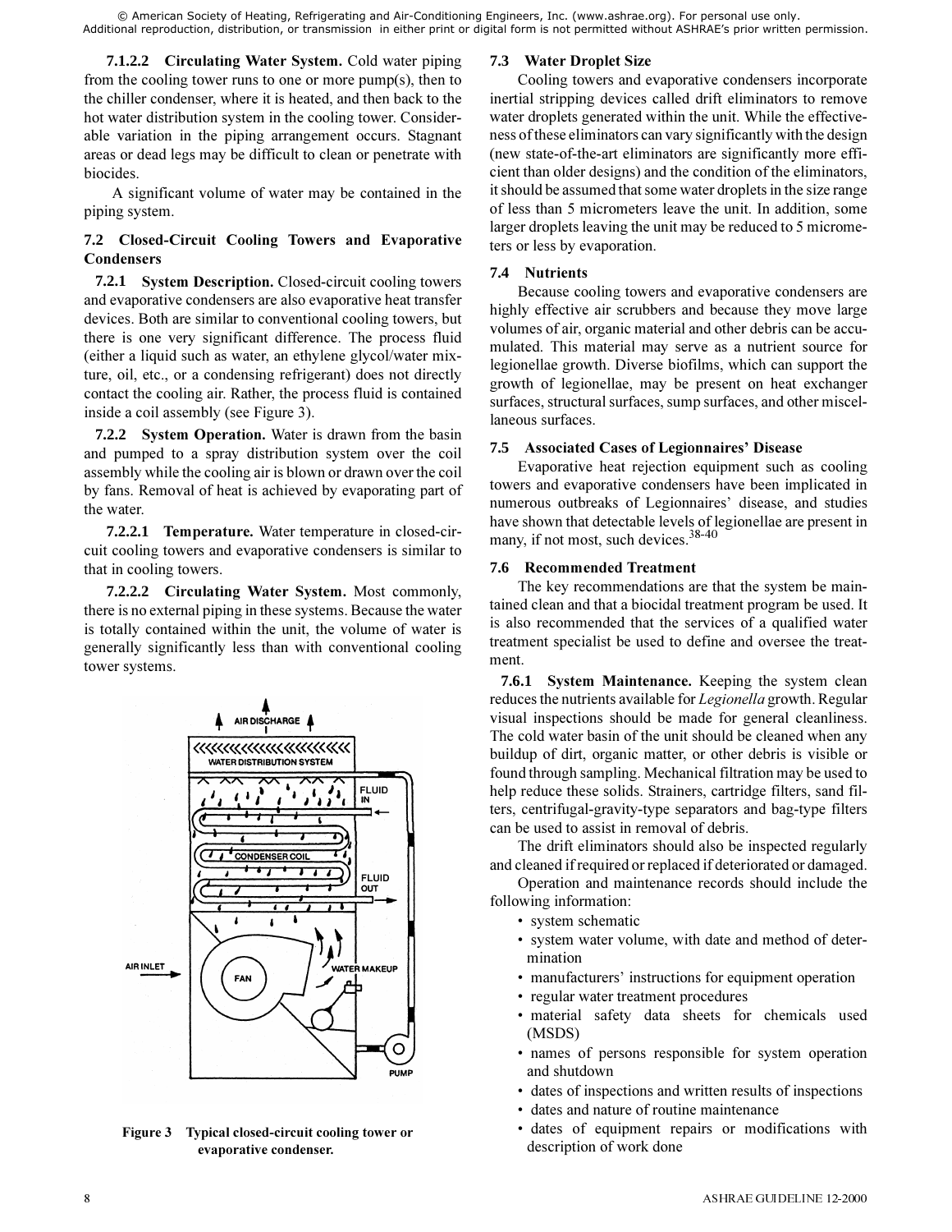**7.1.2.2 Circulating Water System.** Cold water piping from the cooling tower runs to one or more pump(s), then to the chiller condenser, where it is heated, and then back to the hot water distribution system in the cooling tower. Considerable variation in the piping arrangement occurs. Stagnant areas or dead legs may be difficult to clean or penetrate with biocides.

A significant volume of water may be contained in the piping system.

### 7.2 Closed-Circuit Cooling Towers and Evaporative Condensers

**7.2.1 System Description.** Closed-circuit cooling towers and evaporative condensers are also evaporative heat transfer devices. Both are similar to conventional cooling towers, but there is one very significant difference. The process fluid (either a liquid such as water, an ethylene glycol/water mixture, oil, etc., or a condensing refrigerant) does not directly contact the cooling air. Rather, the process fluid is contained inside a coil assembly (see Figure 3).

**7.2.2 System Operation.** Water is drawn from the basin and pumped to a spray distribution system over the coil assembly while the cooling air is blown or drawn over the coil by fans. Removal of heat is achieved by evaporating part of the water.

**7.2.2.1 Temperature.** Water temperature in closed-circuit cooling towers and evaporative condensers is similar to that in cooling towers.

**7.2.2.2 Circulating Water System.** Most commonly, there is no external piping in these systems. Because the water is totally contained within the unit, the volume of water is generally significantly less than with conventional cooling tower systems.

**Figure 3 Typical closed-circuit cooling tower or evaporative condenser.**

### 7.3 Water Droplet Size

Cooling towers and evaporative condensers incorporate inertial stripping devices called drift eliminators to remove water droplets generated within the unit. While the effectiveness of these eliminators can vary significantly with the design (new state-of-the-art eliminators are significantly more efficient than older designs) and the condition of the eliminators, it should be assumed that some water droplets in the size range of less than 5 micrometers leave the unit. In addition, some larger droplets leaving the unit may be reduced to 5 micrometers or less by evaporation.

### 7.4 Nutrients

Because cooling towers and evaporative condensers are highly effective air scrubbers and because they move large volumes of air, organic material and other debris can be accumulated. This material may serve as a nutrient source for legionellae growth. Diverse biofilms, which can support the growth of legionellae, may be present on heat exchanger surfaces, structural surfaces, sump surfaces, and other miscellaneous surfaces.

### 7.5 Associated Cases of Legionnaires' Disease

Evaporative heat rejection equipment such as cooling towers and evaporative condensers have been implicated in numerous outbreaks of Legionnaires' disease, and studies have shown that detectable levels of legionellae are present in many, if not most, such devices.[38-40]

### 7.6 Recommended Treatment

The key recommendations are that the system be maintained clean and that a biocidal treatment program be used. It is also recommended that the services of a qualified water treatment specialist be used to define and oversee the treatment.

**7.6.1 System Maintenance.** Keeping the system clean reduces the nutrients available for *Legionella* growth. Regular visual inspections should be made for general cleanliness. The cold water basin of the unit should be cleaned when any buildup of dirt, organic matter, or other debris is visible or found through sampling. Mechanical filtration may be used to help reduce these solids. Strainers, cartridge filters, sand filters, centrifugal-gravity-type separators and bag-type filters can be used to assist in removal of debris.

The drift eliminators should also be inspected regularly and cleaned if required or replaced if deteriorated or damaged.

Operation and maintenance records should include the following information:

- system schematic
- system water volume, with date and method of determination
- manufacturers' instructions for equipment operation
- regular water treatment procedures
- material safety data sheets for chemicals used (MSDS)
- names of persons responsible for system operation and shutdown
- dates of inspections and written results of inspections
- dates and nature of routine maintenance
- dates of equipment repairs or modifications with description of work done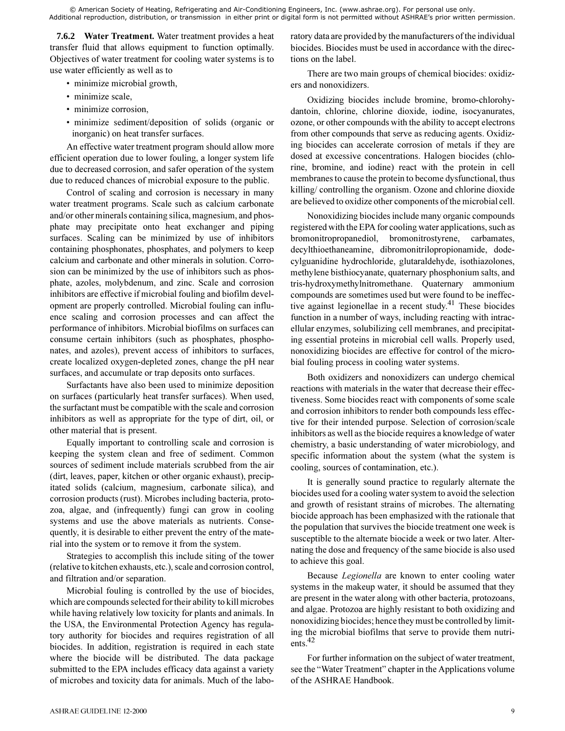**7.6.2 Water Treatment.** Water treatment provides a heat transfer fluid that allows equipment to function optimally. Objectives of water treatment for cooling water systems is to use water efficiently as well as to

- minimize microbial growth,
- minimize scale,
- minimize corrosion,
- minimize sediment/deposition of solids (organic or inorganic) on heat transfer surfaces.

An effective water treatment program should allow more efficient operation due to lower fouling, a longer system life due to decreased corrosion, and safer operation of the system due to reduced chances of microbial exposure to the public.

Control of scaling and corrosion is necessary in many water treatment programs. Scale such as calcium carbonate and/or other minerals containing silica, magnesium, and phosphate may precipitate onto heat exchanger and piping surfaces. Scaling can be minimized by use of inhibitors containing phosphonates, phosphates, and polymers to keep calcium and carbonate and other minerals in solution. Corrosion can be minimized by the use of inhibitors such as phosphate, azoles, molybdenum, and zinc. Scale and corrosion inhibitors are effective if microbial fouling and biofilm development are properly controlled. Microbial fouling can influence scaling and corrosion processes and can affect the performance of inhibitors. Microbial biofilms on surfaces can consume certain inhibitors (such as phosphates, phosphonates, and azoles), prevent access of inhibitors to surfaces, create localized oxygen-depleted zones, change the pH near surfaces, and accumulate or trap deposits onto surfaces.

Surfactants have also been used to minimize deposition on surfaces (particularly heat transfer surfaces). When used, the surfactant must be compatible with the scale and corrosion inhibitors as well as appropriate for the type of dirt, oil, or other material that is present.

Equally important to controlling scale and corrosion is keeping the system clean and free of sediment. Common sources of sediment include materials scrubbed from the air (dirt, leaves, paper, kitchen or other organic exhaust), precipitated solids (calcium, magnesium, carbonate silica), and corrosion products (rust). Microbes including bacteria, protozoa, algae, and (infrequently) fungi can grow in cooling systems and use the above materials as nutrients. Consequently, it is desirable to either prevent the entry of the material into the system or to remove it from the system.

Strategies to accomplish this include siting of the tower (relative to kitchen exhausts, etc.), scale and corrosion control, and filtration and/or separation.

Microbial fouling is controlled by the use of biocides, which are compounds selected for their ability to kill microbes while having relatively low toxicity for plants and animals. In the USA, the Environmental Protection Agency has regulatory authority for biocides and requires registration of all biocides. In addition, registration is required in each state where the biocide will be distributed. The data package submitted to the EPA includes efficacy data against a variety of microbes and toxicity data for animals. Much of the laboratory data are provided by the manufacturers of the individual biocides. Biocides must be used in accordance with the directions on the label.

There are two main groups of chemical biocides: oxidizers and nonoxidizers.

Oxidizing biocides include bromine, bromo-chlorohydantoin, chlorine, chlorine dioxide, iodine, isocyanurates, ozone, or other compounds with the ability to accept electrons from other compounds that serve as reducing agents. Oxidizing biocides can accelerate corrosion of metals if they are dosed at excessive concentrations. Halogen biocides (chlorine, bromine, and iodine) react with the protein in cell membranes to cause the protein to become dysfunctional, thus killing/ controlling the organism. Ozone and chlorine dioxide are believed to oxidize other components of the microbial cell.

Nonoxidizing biocides include many organic compounds registered with the EPA for cooling water applications, such as bromonitropropanediol, bromonitrostyrene, carbamates, decylthioethaneamine, dibromonitrilopropionamide, dodecylguanidine hydrochloride, glutaraldehyde, isothiazolones, methylene bisthiocyanate, quaternary phosphonium salts, and tris-hydroxymethylnitromethane. Quaternary ammonium compounds are sometimes used but were found to be ineffective against legionellae in a recent study.[41] These biocides function in a number of ways, including reacting with intracellular enzymes, solubilizing cell membranes, and precipitating essential proteins in microbial cell walls. Properly used, nonoxidizing biocides are effective for control of the microbial fouling process in cooling water systems.

Both oxidizers and nonoxidizers can undergo chemical reactions with materials in the water that decrease their effectiveness. Some biocides react with components of some scale and corrosion inhibitors to render both compounds less effective for their intended purpose. Selection of corrosion/scale inhibitors as well as the biocide requires a knowledge of water chemistry, a basic understanding of water microbiology, and specific information about the system (what the system is cooling, sources of contamination, etc.).

It is generally sound practice to regularly alternate the biocides used for a cooling water system to avoid the selection and growth of resistant strains of microbes. The alternating biocide approach has been emphasized with the rationale that the population that survives the biocide treatment one week is susceptible to the alternate biocide a week or two later. Alternating the dose and frequency of the same biocide is also used to achieve this goal.

Because *Legionella* are known to enter cooling water systems in the makeup water, it should be assumed that they are present in the water along with other bacteria, protozoans, and algae. Protozoa are highly resistant to both oxidizing and nonoxidizing biocides; hence they must be controlled by limiting the microbial biofilms that serve to provide them nutrients.[42]

For further information on the subject of water treatment, see the "Water Treatment" chapter in the Applications volume of the ASHRAE Handbook.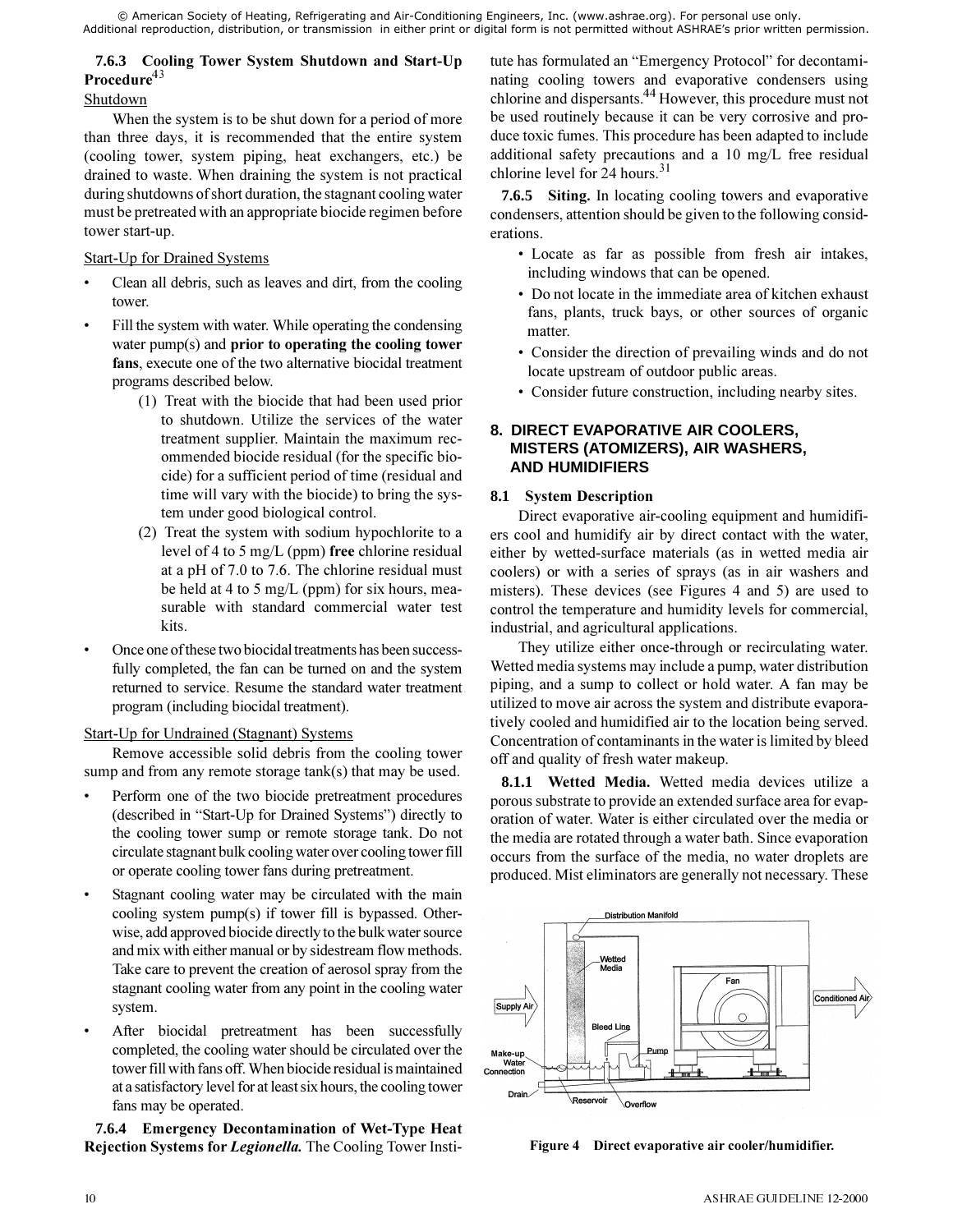#### 7.6.3 Cooling Tower System Shutdown and Start-Up Procedure[43]

Shutdown

When the system is to be shut down for a period of more than three days, it is recommended that the entire system (cooling tower, system piping, heat exchangers, etc.) be drained to waste. When draining the system is not practical during shutdowns of short duration, the stagnant cooling water must be pretreated with an appropriate biocide regimen before tower start-up.

Start-Up for Drained Systems

- Clean all debris, such as leaves and dirt, from the cooling tower.
- Fill the system with water. While operating the condensing water pump(s) and **prior to operating the cooling tower fans**, execute one of the two alternative biocidal treatment programs described below.
  (1) Treat with the biocide that had been used prior to shutdown. Utilize the services of the water treatment supplier. Maintain the maximum recommended biocide residual (for the specific biocide) for a sufficient period of time (residual and time will vary with the biocide) to bring the system under good biological control.
  (2) Treat the system with sodium hypochlorite to a level of 4 to 5 mg/L (ppm) **free** chlorine residual at a pH of 7.0 to 7.6. The chlorine residual must be held at 4 to 5 mg/L (ppm) for six hours, measurable with standard commercial water test kits.
- Once one of these two biocidal treatments has been successfully completed, the fan can be turned on and the system returned to service. Resume the standard water treatment program (including biocidal treatment).

Start-Up for Undrained (Stagnant) Systems

Remove accessible solid debris from the cooling tower sump and from any remote storage tank(s) that may be used.

- Perform one of the two biocide pretreatment procedures (described in "Start-Up for Drained Systems") directly to the cooling tower sump or remote storage tank. Do not circulate stagnant bulk cooling water over cooling tower fill or operate cooling tower fans during pretreatment.
- Stagnant cooling water may be circulated with the main cooling system pump(s) if tower fill is bypassed. Otherwise, add approved biocide directly to the bulk water source and mix with either manual or by sidestream flow methods. Take care to prevent the creation of aerosol spray from the stagnant cooling water from any point in the cooling water system.
- After biocidal pretreatment has been successfully completed, the cooling water should be circulated over the tower fill with fans off. When biocide residual is maintained at a satisfactory level for at least six hours, the cooling tower fans may be operated.

#### 7.6.4 Emergency Decontamination of Wet-Type Heat Rejection Systems for *Legionella*.

The Cooling Tower Institute has formulated an "Emergency Protocol" for decontaminating cooling towers and evaporative condensers using chlorine and dispersants.[44] However, this procedure must not be used routinely because it can be very corrosive and produce toxic fumes. This procedure has been adapted to include additional safety precautions and a 10 mg/L free residual chlorine level for 24 hours.[31]

#### 7.6.5 Siting.

In locating cooling towers and evaporative condensers, attention should be given to the following considerations.

- Locate as far as possible from fresh air intakes, including windows that can be opened.
- Do not locate in the immediate area of kitchen exhaust fans, plants, truck bays, or other sources of organic matter.
- Consider the direction of prevailing winds and do not locate upstream of outdoor public areas.
- Consider future construction, including nearby sites.

## 8. DIRECT EVAPORATIVE AIR COOLERS, MISTERS (ATOMIZERS), AIR WASHERS, AND HUMIDIFIERS

### 8.1 System Description

Direct evaporative air-cooling equipment and humidifiers cool and humidify air by direct contact with the water, either by wetted-surface materials (as in wetted media air coolers) or with a series of sprays (as in air washers and misters). These devices (see Figures 4 and 5) are used to control the temperature and humidity levels for commercial, industrial, and agricultural applications.

They utilize either once-through or recirculating water. Wetted media systems may include a pump, water distribution piping, and a sump to collect or hold water. A fan may be utilized to move air across the system and distribute evaporatively cooled and humidified air to the location being served. Concentration of contaminants in the water is limited by bleed off and quality of fresh water makeup.

#### 8.1.1 Wetted Media.

Wetted media devices utilize a porous substrate to provide an extended surface area for evaporation of water. Water is either circulated over the media or the media are rotated through a water bath. Since evaporation occurs from the surface of the media, no water droplets are produced. Mist eliminators are generally not necessary. These

**Figure 4 Direct evaporative air cooler/humidifier.**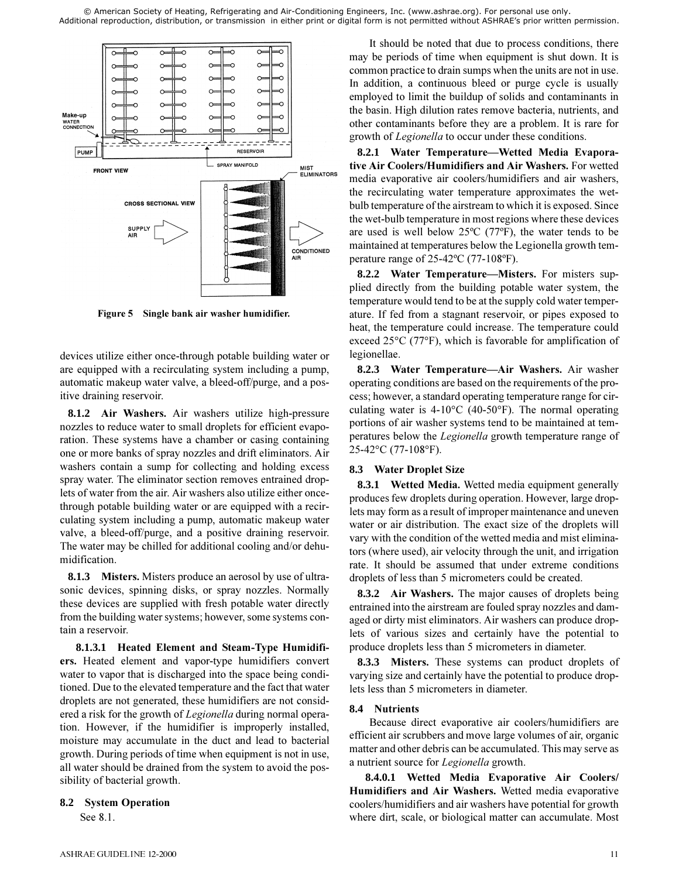Figure 5 Single bank air washer humidifier.

devices utilize either once-through potable building water or are equipped with a recirculating system including a pump, automatic makeup water valve, a bleed-off/purge, and a positive draining reservoir.

**8.1.2 Air Washers.** Air washers utilize high-pressure nozzles to reduce water to small droplets for efficient evaporation. These systems have a chamber or casing containing one or more banks of spray nozzles and drift eliminators. Air washers contain a sump for collecting and holding excess spray water. The eliminator section removes entrained droplets of water from the air. Air washers also utilize either once-through potable building water or are equipped with a recirculating system including a pump, automatic makeup water valve, a bleed-off/purge, and a positive draining reservoir. The water may be chilled for additional cooling and/or dehumidification.

**8.1.3 Misters.** Misters produce an aerosol by use of ultrasonic devices, spinning disks, or spray nozzles. Normally these devices are supplied with fresh potable water directly from the building water systems; however, some systems contain a reservoir.

**8.1.3.1 Heated Element and Steam-Type Humidifiers.** Heated element and vapor-type humidifiers convert water to vapor that is discharged into the space being conditioned. Due to the elevated temperature and the fact that water droplets are not generated, these humidifiers are not considered a risk for the growth of *Legionella* during normal operation. However, if the humidifier is improperly installed, moisture may accumulate in the duct and lead to bacterial growth. During periods of time when equipment is not in use, all water should be drained from the system to avoid the possibility of bacterial growth.

### 8.2 System Operation

See 8.1.

It should be noted that due to process conditions, there may be periods of time when equipment is shut down. It is common practice to drain sumps when the units are not in use. In addition, a continuous bleed or purge cycle is usually employed to limit the buildup of solids and contaminants in the basin. High dilution rates remove bacteria, nutrients, and other contaminants before they are a problem. It is rare for growth of *Legionella* to occur under these conditions.

**8.2.1 Water Temperature—Wetted Media Evaporative Air Coolers/Humidifiers and Air Washers.** For wetted media evaporative air coolers/humidifiers and air washers, the recirculating water temperature approximates the wet-bulb temperature of the airstream to which it is exposed. Since the wet-bulb temperature in most regions where these devices are used is well below 25ºC (77ºF), the water tends to be maintained at temperatures below the Legionella growth temperature range of 25-42ºC (77-108ºF).

**8.2.2 Water Temperature—Misters.** For misters supplied directly from the building potable water system, the temperature would tend to be at the supply cold water temperature. If fed from a stagnant reservoir, or pipes exposed to heat, the temperature could increase. The temperature could exceed 25°C (77°F), which is favorable for amplification of legionellae.

**8.2.3 Water Temperature—Air Washers.** Air washer operating conditions are based on the requirements of the process; however, a standard operating temperature range for circulating water is 4-10°C (40-50°F). The normal operating portions of air washer systems tend to be maintained at temperatures below the *Legionella* growth temperature range of 25-42°C (77-108°F).

### 8.3 Water Droplet Size

**8.3.1 Wetted Media.** Wetted media equipment generally produces few droplets during operation. However, large droplets may form as a result of improper maintenance and uneven water or air distribution. The exact size of the droplets will vary with the condition of the wetted media and mist eliminators (where used), air velocity through the unit, and irrigation rate. It should be assumed that under extreme conditions droplets of less than 5 micrometers could be created.

**8.3.2 Air Washers.** The major causes of droplets being entrained into the airstream are fouled spray nozzles and damaged or dirty mist eliminators. Air washers can produce droplets of various sizes and certainly have the potential to produce droplets less than 5 micrometers in diameter.

**8.3.3 Misters.** These systems can product droplets of varying size and certainly have the potential to produce droplets less than 5 micrometers in diameter.

### 8.4 Nutrients

Because direct evaporative air coolers/humidifiers are efficient air scrubbers and move large volumes of air, organic matter and other debris can be accumulated. This may serve as a nutrient source for *Legionella* growth.

**8.4.0.1 Wetted Media Evaporative Air Coolers/Humidifiers and Air Washers.** Wetted media evaporative coolers/humidifiers and air washers have potential for growth where dirt, scale, or biological matter can accumulate. Most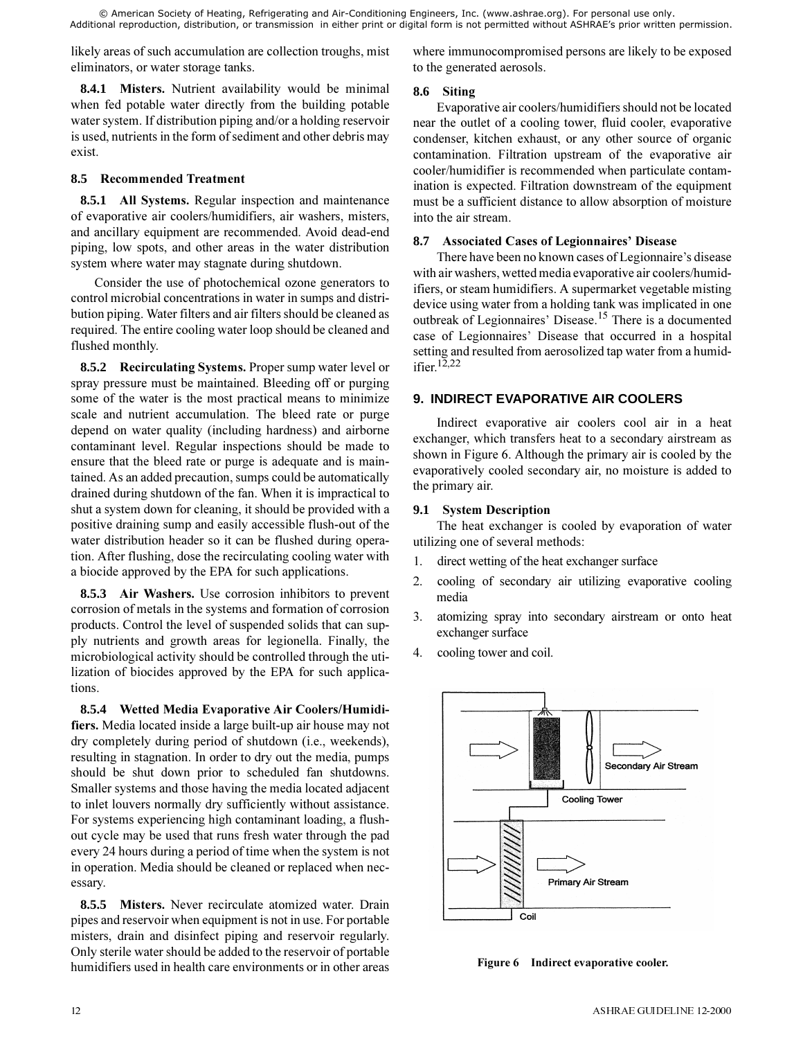likely areas of such accumulation are collection troughs, mist eliminators, or water storage tanks.

**8.4.1 Misters.** Nutrient availability would be minimal when fed potable water directly from the building potable water system. If distribution piping and/or a holding reservoir is used, nutrients in the form of sediment and other debris may exist.

### 8.5 Recommended Treatment

**8.5.1 All Systems.** Regular inspection and maintenance of evaporative air coolers/humidifiers, air washers, misters, and ancillary equipment are recommended. Avoid dead-end piping, low spots, and other areas in the water distribution system where water may stagnate during shutdown.

Consider the use of photochemical ozone generators to control microbial concentrations in water in sumps and distribution piping. Water filters and air filters should be cleaned as required. The entire cooling water loop should be cleaned and flushed monthly.

**8.5.2 Recirculating Systems.** Proper sump water level or spray pressure must be maintained. Bleeding off or purging some of the water is the most practical means to minimize scale and nutrient accumulation. The bleed rate or purge depend on water quality (including hardness) and airborne contaminant level. Regular inspections should be made to ensure that the bleed rate or purge is adequate and is maintained. As an added precaution, sumps could be automatically drained during shutdown of the fan. When it is impractical to shut a system down for cleaning, it should be provided with a positive draining sump and easily accessible flush-out of the water distribution header so it can be flushed during operation. After flushing, dose the recirculating cooling water with a biocide approved by the EPA for such applications.

**8.5.3 Air Washers.** Use corrosion inhibitors to prevent corrosion of metals in the systems and formation of corrosion products. Control the level of suspended solids that can supply nutrients and growth areas for legionella. Finally, the microbiological activity should be controlled through the utilization of biocides approved by the EPA for such applications.

**8.5.4 Wetted Media Evaporative Air Coolers/Humidifiers.** Media located inside a large built-up air house may not dry completely during period of shutdown (i.e., weekends), resulting in stagnation. In order to dry out the media, pumps should be shut down prior to scheduled fan shutdowns. Smaller systems and those having the media located adjacent to inlet louvers normally dry sufficiently without assistance. For systems experiencing high contaminant loading, a flush-out cycle may be used that runs fresh water through the pad every 24 hours during a period of time when the system is not in operation. Media should be cleaned or replaced when necessary.

**8.5.5 Misters.** Never recirculate atomized water. Drain pipes and reservoir when equipment is not in use. For portable misters, drain and disinfect piping and reservoir regularly. Only sterile water should be added to the reservoir of portable humidifiers used in health care environments or in other areas where immunocompromised persons are likely to be exposed to the generated aerosols.

### 8.6 Siting

Evaporative air coolers/humidifiers should not be located near the outlet of a cooling tower, fluid cooler, evaporative condenser, kitchen exhaust, or any other source of organic contamination. Filtration upstream of the evaporative air cooler/humidifier is recommended when particulate contamination is expected. Filtration downstream of the equipment must be a sufficient distance to allow absorption of moisture into the air stream.

### 8.7 Associated Cases of Legionnaires' Disease

There have been no known cases of Legionnaire's disease with air washers, wetted media evaporative air coolers/humidifiers, or steam humidifiers. A supermarket vegetable misting device using water from a holding tank was implicated in one outbreak of Legionnaires' Disease.[15] There is a documented case of Legionnaires' Disease that occurred in a hospital setting and resulted from aerosolized tap water from a humidifier.[12,22]

## 9. INDIRECT EVAPORATIVE AIR COOLERS

Indirect evaporative air coolers cool air in a heat exchanger, which transfers heat to a secondary airstream as shown in Figure 6. Although the primary air is cooled by the evaporatively cooled secondary air, no moisture is added to the primary air.

### 9.1 System Description

The heat exchanger is cooled by evaporation of water utilizing one of several methods:

1. direct wetting of the heat exchanger surface
2. cooling of secondary air utilizing evaporative cooling media
3. atomizing spray into secondary airstream or onto heat exchanger surface
4. cooling tower and coil.

Secondary Air Stream

Cooling Tower

Primary Air Stream

Coil

**Figure 6 Indirect evaporative cooler.**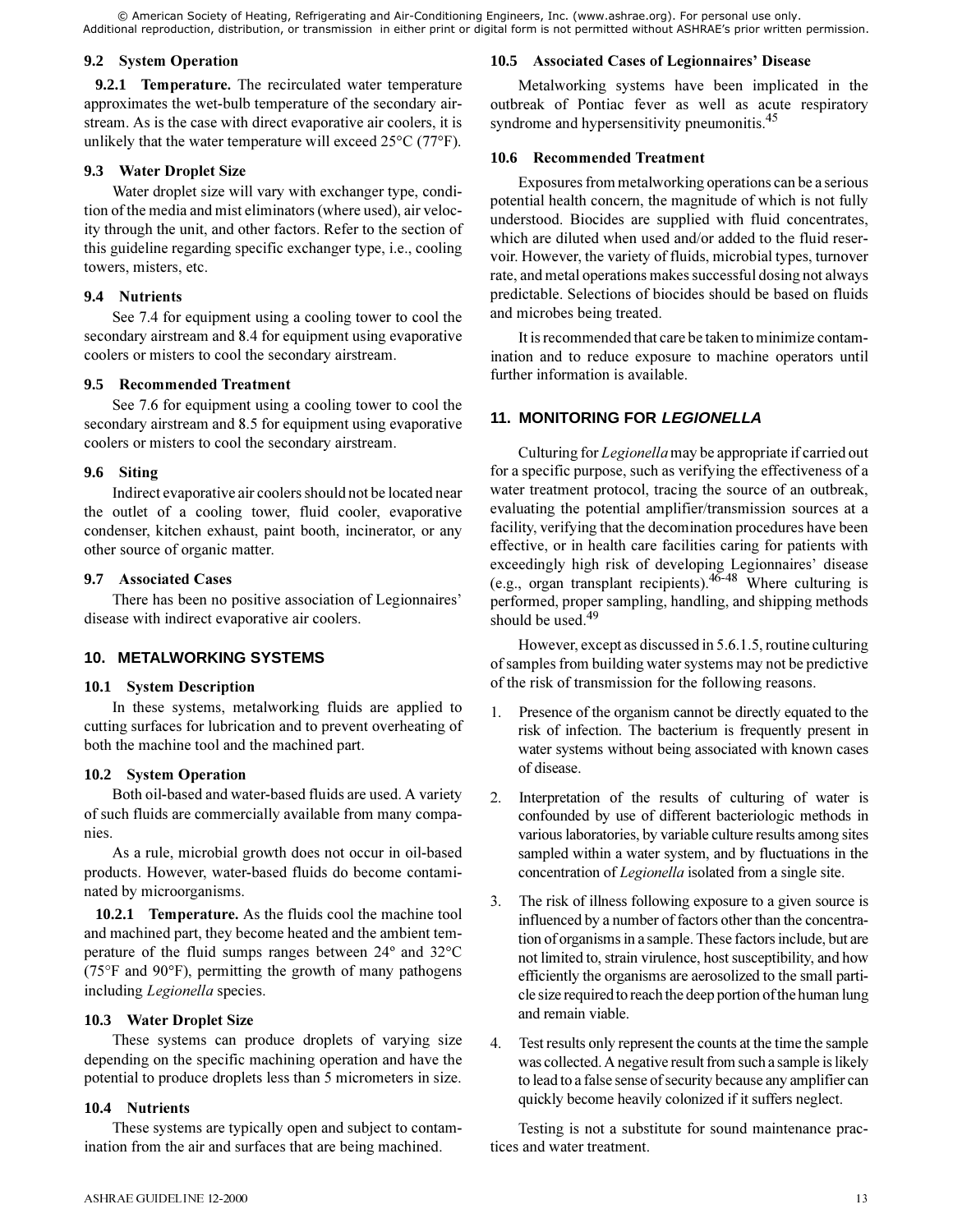### 9.2 System Operation

**9.2.1 Temperature.** The recirculated water temperature approximates the wet-bulb temperature of the secondary airstream. As is the case with direct evaporative air coolers, it is unlikely that the water temperature will exceed 25°C (77°F).

### 9.3 Water Droplet Size

Water droplet size will vary with exchanger type, condition of the media and mist eliminators (where used), air velocity through the unit, and other factors. Refer to the section of this guideline regarding specific exchanger type, i.e., cooling towers, misters, etc.

### 9.4 Nutrients

See 7.4 for equipment using a cooling tower to cool the secondary airstream and 8.4 for equipment using evaporative coolers or misters to cool the secondary airstream.

### 9.5 Recommended Treatment

See 7.6 for equipment using a cooling tower to cool the secondary airstream and 8.5 for equipment using evaporative coolers or misters to cool the secondary airstream.

### 9.6 Siting

Indirect evaporative air coolers should not be located near the outlet of a cooling tower, fluid cooler, evaporative condenser, kitchen exhaust, paint booth, incinerator, or any other source of organic matter.

### 9.7 Associated Cases

There has been no positive association of Legionnaires' disease with indirect evaporative air coolers.

## 10. METALWORKING SYSTEMS

### 10.1 System Description

In these systems, metalworking fluids are applied to cutting surfaces for lubrication and to prevent overheating of both the machine tool and the machined part.

### 10.2 System Operation

Both oil-based and water-based fluids are used. A variety of such fluids are commercially available from many companies.

As a rule, microbial growth does not occur in oil-based products. However, water-based fluids do become contaminated by microorganisms.

**10.2.1 Temperature.** As the fluids cool the machine tool and machined part, they become heated and the ambient temperature of the fluid sumps ranges between 24° and 32°C (75°F and 90°F), permitting the growth of many pathogens including *Legionella* species.

### 10.3 Water Droplet Size

These systems can produce droplets of varying size depending on the specific machining operation and have the potential to produce droplets less than 5 micrometers in size.

### 10.4 Nutrients

These systems are typically open and subject to contamination from the air and surfaces that are being machined.

### 10.5 Associated Cases of Legionnaires' Disease

Metalworking systems have been implicated in the outbreak of Pontiac fever as well as acute respiratory syndrome and hypersensitivity pneumonitis.[45]

### 10.6 Recommended Treatment

Exposures from metalworking operations can be a serious potential health concern, the magnitude of which is not fully understood. Biocides are supplied with fluid concentrates, which are diluted when used and/or added to the fluid reservoir. However, the variety of fluids, microbial types, turnover rate, and metal operations makes successful dosing not always predictable. Selections of biocides should be based on fluids and microbes being treated.

It is recommended that care be taken to minimize contamination and to reduce exposure to machine operators until further information is available.

## 11. MONITORING FOR *LEGIONELLA*

Culturing for *Legionella* may be appropriate if carried out for a specific purpose, such as verifying the effectiveness of a water treatment protocol, tracing the source of an outbreak, evaluating the potential amplifier/transmission sources at a facility, verifying that the decomination procedures have been effective, or in health care facilities caring for patients with exceedingly high risk of developing Legionnaires' disease (e.g., organ transplant recipients).[46-48] Where culturing is performed, proper sampling, handling, and shipping methods should be used.[49]

However, except as discussed in 5.6.1.5, routine culturing of samples from building water systems may not be predictive of the risk of transmission for the following reasons.

1. Presence of the organism cannot be directly equated to the risk of infection. The bacterium is frequently present in water systems without being associated with known cases of disease.

2. Interpretation of the results of culturing of water is confounded by use of different bacteriologic methods in various laboratories, by variable culture results among sites sampled within a water system, and by fluctuations in the concentration of *Legionella* isolated from a single site.

3. The risk of illness following exposure to a given source is influenced by a number of factors other than the concentration of organisms in a sample. These factors include, but are not limited to, strain virulence, host susceptibility, and how efficiently the organisms are aerosolized to the small particle size required to reach the deep portion of the human lung and remain viable.

4. Test results only represent the counts at the time the sample was collected. A negative result from such a sample is likely to lead to a false sense of security because any amplifier can quickly become heavily colonized if it suffers neglect.

Testing is not a substitute for sound maintenance practices and water treatment.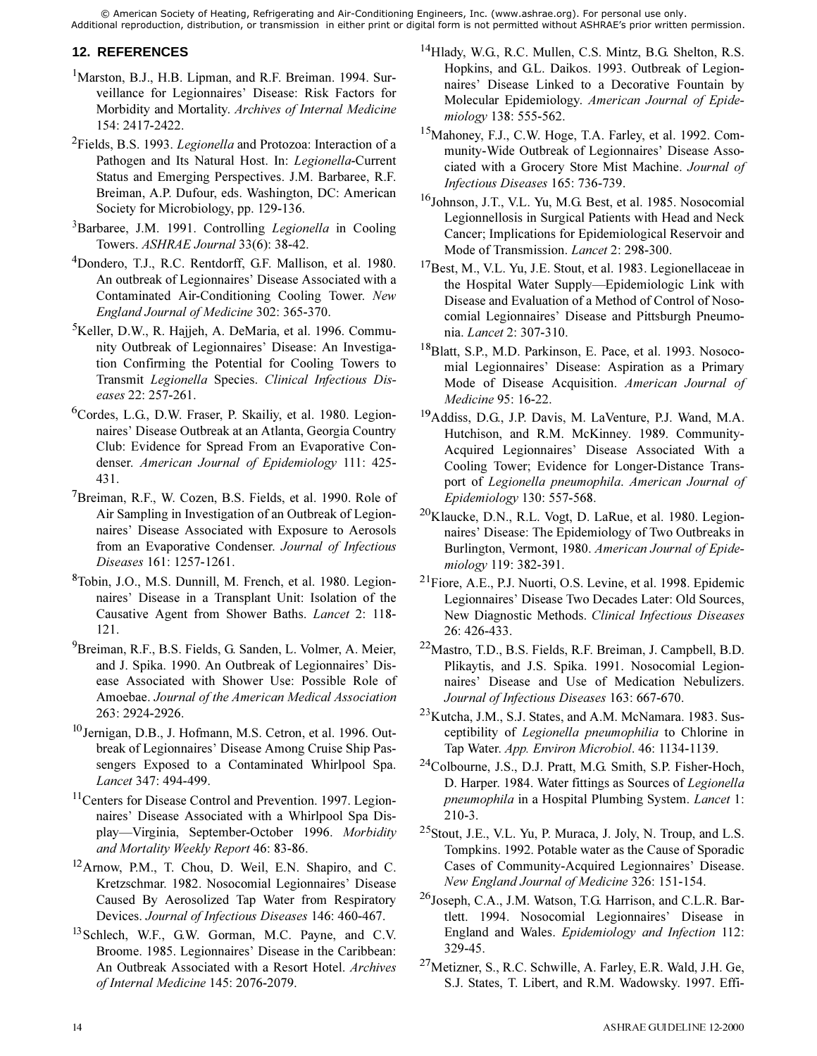## 12. REFERENCES

[1]Marston, B.J., H.B. Lipman, and R.F. Breiman. 1994. Surveillance for Legionnaires' Disease: Risk Factors for Morbidity and Mortality. *Archives of Internal Medicine* 154: 2417-2422.

[2]Fields, B.S. 1993. *Legionella* and Protozoa: Interaction of a Pathogen and Its Natural Host. In: *Legionella*-Current Status and Emerging Perspectives. J.M. Barbaree, R.F. Breiman, A.P. Dufour, eds. Washington, DC: American Society for Microbiology, pp. 129-136.

[3]Barbaree, J.M. 1991. Controlling *Legionella* in Cooling Towers. *ASHRAE Journal* 33(6): 38-42.

[4]Dondero, T.J., R.C. Rentdorff, G.F. Mallison, et al. 1980. An outbreak of Legionnaires' Disease Associated with a Contaminated Air-Conditioning Cooling Tower. *New England Journal of Medicine* 302: 365-370.

[5]Keller, D.W., R. Hajjeh, A. DeMaria, et al. 1996. Community Outbreak of Legionnaires' Disease: An Investigation Confirming the Potential for Cooling Towers to Transmit *Legionella* Species. *Clinical Infectious Diseases* 22: 257-261.

[6]Cordes, L.G., D.W. Fraser, P. Skailiy, et al. 1980. Legionnaires' Disease Outbreak at an Atlanta, Georgia Country Club: Evidence for Spread From an Evaporative Condenser. *American Journal of Epidemiology* 111: 425-431.

[7]Breiman, R.F., W. Cozen, B.S. Fields, et al. 1990. Role of Air Sampling in Investigation of an Outbreak of Legionnaires' Disease Associated with Exposure to Aerosols from an Evaporative Condenser. *Journal of Infectious Diseases* 161: 1257-1261.

[8]Tobin, J.O., M.S. Dunnill, M. French, et al. 1980. Legionnaires' Disease in a Transplant Unit: Isolation of the Causative Agent from Shower Baths. *Lancet* 2: 118-121.

[9]Breiman, R.F., B.S. Fields, G. Sanden, L. Volmer, A. Meier, and J. Spika. 1990. An Outbreak of Legionnaires' Disease Associated with Shower Use: Possible Role of Amoebae. *Journal of the American Medical Association* 263: 2924-2926.

[10]Jernigan, D.B., J. Hofmann, M.S. Cetron, et al. 1996. Outbreak of Legionnaires' Disease Among Cruise Ship Passengers Exposed to a Contaminated Whirlpool Spa. *Lancet* 347: 494-499.

[11]Centers for Disease Control and Prevention. 1997. Legionnaires' Disease Associated with a Whirlpool Spa Display—Virginia, September-October 1996. *Morbidity and Mortality Weekly Report* 46: 83-86.

[12]Arnow, P.M., T. Chou, D. Weil, E.N. Shapiro, and C. Kretzschmar. 1982. Nosocomial Legionnaires' Disease Caused By Aerosolized Tap Water from Respiratory Devices. *Journal of Infectious Diseases* 146: 460-467.

[13]Schlech, W.F., G.W. Gorman, M.C. Payne, and C.V. Broome. 1985. Legionnaires' Disease in the Caribbean: An Outbreak Associated with a Resort Hotel. *Archives of Internal Medicine* 145: 2076-2079.

[14]Hlady, W.G., R.C. Mullen, C.S. Mintz, B.G. Shelton, R.S. Hopkins, and G.L. Daikos. 1993. Outbreak of Legionnaires' Disease Linked to a Decorative Fountain by Molecular Epidemiology. *American Journal of Epidemiology* 138: 555-562.

[15]Mahoney, F.J., C.W. Hoge, T.A. Farley, et al. 1992. Community-Wide Outbreak of Legionnaires' Disease Associated with a Grocery Store Mist Machine. *Journal of Infectious Diseases* 165: 736-739.

[16]Johnson, J.T., V.L. Yu, M.G. Best, et al. 1985. Nosocomial Legionnellosis in Surgical Patients with Head and Neck Cancer; Implications for Epidemiological Reservoir and Mode of Transmission. *Lancet* 2: 298-300.

[17]Best, M., V.L. Yu, J.E. Stout, et al. 1983. Legionellaceae in the Hospital Water Supply—Epidemiologic Link with Disease and Evaluation of a Method of Control of Nosocomial Legionnaires' Disease and Pittsburgh Pneumonia. *Lancet* 2: 307-310.

[18]Blatt, S.P., M.D. Parkinson, E. Pace, et al. 1993. Nosocomial Legionnaires' Disease: Aspiration as a Primary Mode of Disease Acquisition. *American Journal of Medicine* 95: 16-22.

[19]Addiss, D.G., J.P. Davis, M. LaVenture, P.J. Wand, M.A. Hutchison, and R.M. McKinney. 1989. Community-Acquired Legionnaires' Disease Associated With a Cooling Tower; Evidence for Longer-Distance Transport of *Legionella pneumophila*. *American Journal of Epidemiology* 130: 557-568.

[20]Klaucke, D.N., R.L. Vogt, D. LaRue, et al. 1980. Legionnaires' Disease: The Epidemiology of Two Outbreaks in Burlington, Vermont, 1980. *American Journal of Epidemiology* 119: 382-391.

[21]Fiore, A.E., P.J. Nuorti, O.S. Levine, et al. 1998. Epidemic Legionnaires' Disease Two Decades Later: Old Sources, New Diagnostic Methods. *Clinical Infectious Diseases* 26: 426-433.

[22]Mastro, T.D., B.S. Fields, R.F. Breiman, J. Campbell, B.D. Plikaytis, and J.S. Spika. 1991. Nosocomial Legionnaires' Disease and Use of Medication Nebulizers. *Journal of Infectious Diseases* 163: 667-670.

[23]Kutcha, J.M., S.J. States, and A.M. McNamara. 1983. Susceptibility of *Legionella pneumophilia* to Chlorine in Tap Water. *App. Environ Microbiol*. 46: 1134-1139.

[24]Colbourne, J.S., D.J. Pratt, M.G. Smith, S.P. Fisher-Hoch, D. Harper. 1984. Water fittings as Sources of *Legionella pneumophila* in a Hospital Plumbing System. *Lancet* 1: 210-3.

[25]Stout, J.E., V.L. Yu, P. Muraca, J. Joly, N. Troup, and L.S. Tompkins. 1992. Potable water as the Cause of Sporadic Cases of Community-Acquired Legionnaires' Disease. *New England Journal of Medicine* 326: 151-154.

[26]Joseph, C.A., J.M. Watson, T.G. Harrison, and C.L.R. Bartlett. 1994. Nosocomial Legionnaires' Disease in England and Wales. *Epidemiology and Infection* 112: 329-45.

[27]Metizner, S., R.C. Schwille, A. Farley, E.R. Wald, J.H. Ge, S.J. States, T. Libert, and R.M. Wadowsky. 1997. Effi-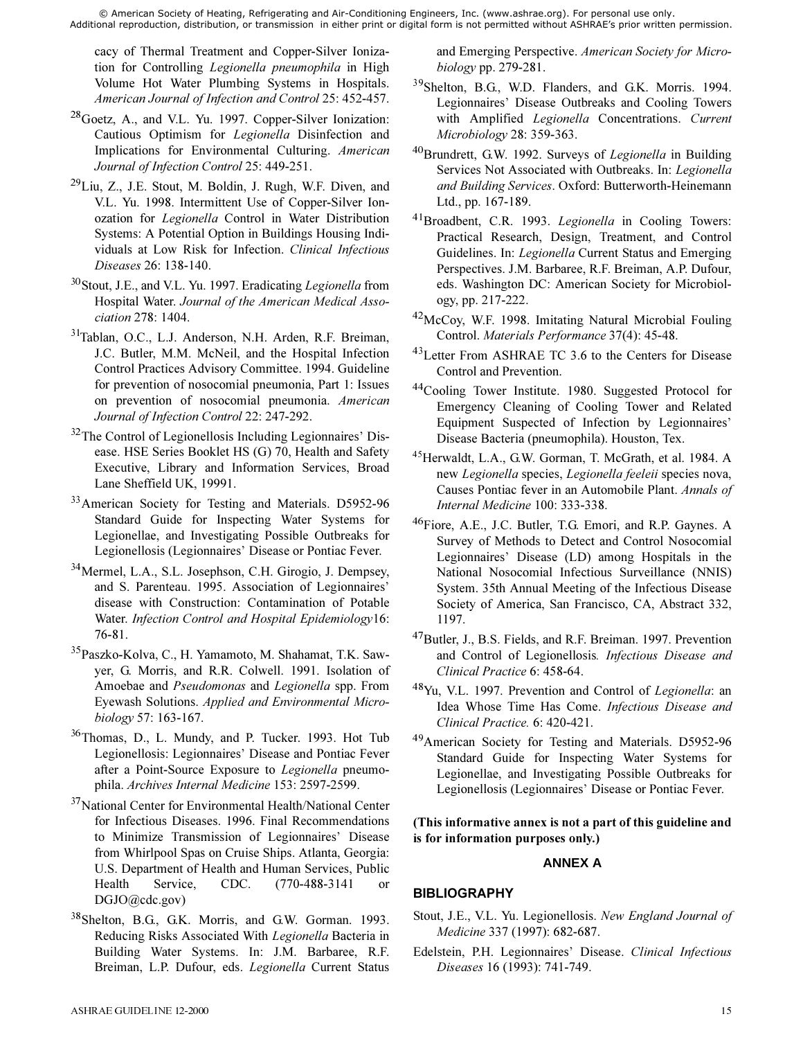cacy of Thermal Treatment and Copper-Silver Ionization for Controlling *Legionella pneumophila* in High Volume Hot Water Plumbing Systems in Hospitals. *American Journal of Infection and Control* 25: 452-457.

[28]Goetz, A., and V.L. Yu. 1997. Copper-Silver Ionization: Cautious Optimism for *Legionella* Disinfection and Implications for Environmental Culturing. *American Journal of Infection Control* 25: 449-251.

[29]Liu, Z., J.E. Stout, M. Boldin, J. Rugh, W.F. Diven, and V.L. Yu. 1998. Intermittent Use of Copper-Silver Ionozation for *Legionella* Control in Water Distribution Systems: A Potential Option in Buildings Housing Individuals at Low Risk for Infection. *Clinical Infectious Diseases* 26: 138-140.

[30]Stout, J.E., and V.L. Yu. 1997. Eradicating *Legionella* from Hospital Water. *Journal of the American Medical Association* 278: 1404.

[31]Tablan, O.C., L.J. Anderson, N.H. Arden, R.F. Breiman, J.C. Butler, M.M. McNeil, and the Hospital Infection Control Practices Advisory Committee. 1994. Guideline for prevention of nosocomial pneumonia, Part 1: Issues on prevention of nosocomial pneumonia. *American Journal of Infection Control* 22: 247-292.

[32]The Control of Legionellosis Including Legionnaires' Disease. HSE Series Booklet HS (G) 70, Health and Safety Executive, Library and Information Services, Broad Lane Sheffield UK, 19991.

[33]American Society for Testing and Materials. D5952-96 Standard Guide for Inspecting Water Systems for Legionellae, and Investigating Possible Outbreaks for Legionellosis (Legionnaires' Disease or Pontiac Fever.

[34]Mermel, L.A., S.L. Josephson, C.H. Girogio, J. Dempsey, and S. Parenteau. 1995. Association of Legionnaires' disease with Construction: Contamination of Potable Water. *Infection Control and Hospital Epidemiology*16: 76-81.

[35]Paszko-Kolva, C., H. Yamamoto, M. Shahamat, T.K. Sawyer, G. Morris, and R.R. Colwell. 1991. Isolation of Amoebae and *Pseudomonas* and *Legionella* spp. From Eyewash Solutions. *Applied and Environmental Microbiology* 57: 163-167.

[36]Thomas, D., L. Mundy, and P. Tucker. 1993. Hot Tub Legionellosis: Legionnaires' Disease and Pontiac Fever after a Point-Source Exposure to *Legionella* pneumophila. *Archives Internal Medicine* 153: 2597-2599.

[37]National Center for Environmental Health/National Center for Infectious Diseases. 1996. Final Recommendations to Minimize Transmission of Legionnaires' Disease from Whirlpool Spas on Cruise Ships. Atlanta, Georgia: U.S. Department of Health and Human Services, Public Health Service, CDC. (770-488-3141 or DGJO@cdc.gov)

[38]Shelton, B.G., G.K. Morris, and G.W. Gorman. 1993. Reducing Risks Associated With *Legionella* Bacteria in Building Water Systems. In: J.M. Barbaree, R.F. Breiman, L.P. Dufour, eds. *Legionella* Current Status and Emerging Perspective. *American Society for Microbiology* pp. 279-281.

[39]Shelton, B.G., W.D. Flanders, and G.K. Morris. 1994. Legionnaires' Disease Outbreaks and Cooling Towers with Amplified *Legionella* Concentrations. *Current Microbiology* 28: 359-363.

[40]Brundrett, G.W. 1992. Surveys of *Legionella* in Building Services Not Associated with Outbreaks. In: *Legionella and Building Services*. Oxford: Butterworth-Heinemann Ltd., pp. 167-189.

[41]Broadbent, C.R. 1993. *Legionella* in Cooling Towers: Practical Research, Design, Treatment, and Control Guidelines. In: *Legionella* Current Status and Emerging Perspectives. J.M. Barbaree, R.F. Breiman, A.P. Dufour, eds. Washington DC: American Society for Microbiology, pp. 217-222.

[42]McCoy, W.F. 1998. Imitating Natural Microbial Fouling Control. *Materials Performance* 37(4): 45-48.

[43]Letter From ASHRAE TC 3.6 to the Centers for Disease Control and Prevention.

[44]Cooling Tower Institute. 1980. Suggested Protocol for Emergency Cleaning of Cooling Tower and Related Equipment Suspected of Infection by Legionnaires' Disease Bacteria (pneumophila). Houston, Tex.

[45]Herwaldt, L.A., G.W. Gorman, T. McGrath, et al. 1984. A new *Legionella* species, *Legionella feeleii* species nova, Causes Pontiac fever in an Automobile Plant. *Annals of Internal Medicine* 100: 333-338.

[46]Fiore, A.E., J.C. Butler, T.G. Emori, and R.P. Gaynes. A Survey of Methods to Detect and Control Nosocomial Legionnaires' Disease (LD) among Hospitals in the National Nosocomial Infectious Surveillance (NNIS) System. 35th Annual Meeting of the Infectious Disease Society of America, San Francisco, CA, Abstract 332, 1197.

[47]Butler, J., B.S. Fields, and R.F. Breiman. 1997. Prevention and Control of Legionellosis. *Infectious Disease and Clinical Practice* 6: 458-64.

[48]Yu, V.L. 1997. Prevention and Control of *Legionella*: an Idea Whose Time Has Come. *Infectious Disease and Clinical Practice.* 6: 420-421.

[49]American Society for Testing and Materials. D5952-96 Standard Guide for Inspecting Water Systems for Legionellae, and Investigating Possible Outbreaks for Legionellosis (Legionnaires' Disease or Pontiac Fever.

**(This informative annex is not a part of this guideline and is for information purposes only.)**

## ANNEX A

## BIBLIOGRAPHY

Stout, J.E., V.L. Yu. Legionellosis. *New England Journal of Medicine* 337 (1997): 682-687.

Edelstein, P.H. Legionnaires' Disease. *Clinical Infectious Diseases* 16 (1993): 741-749.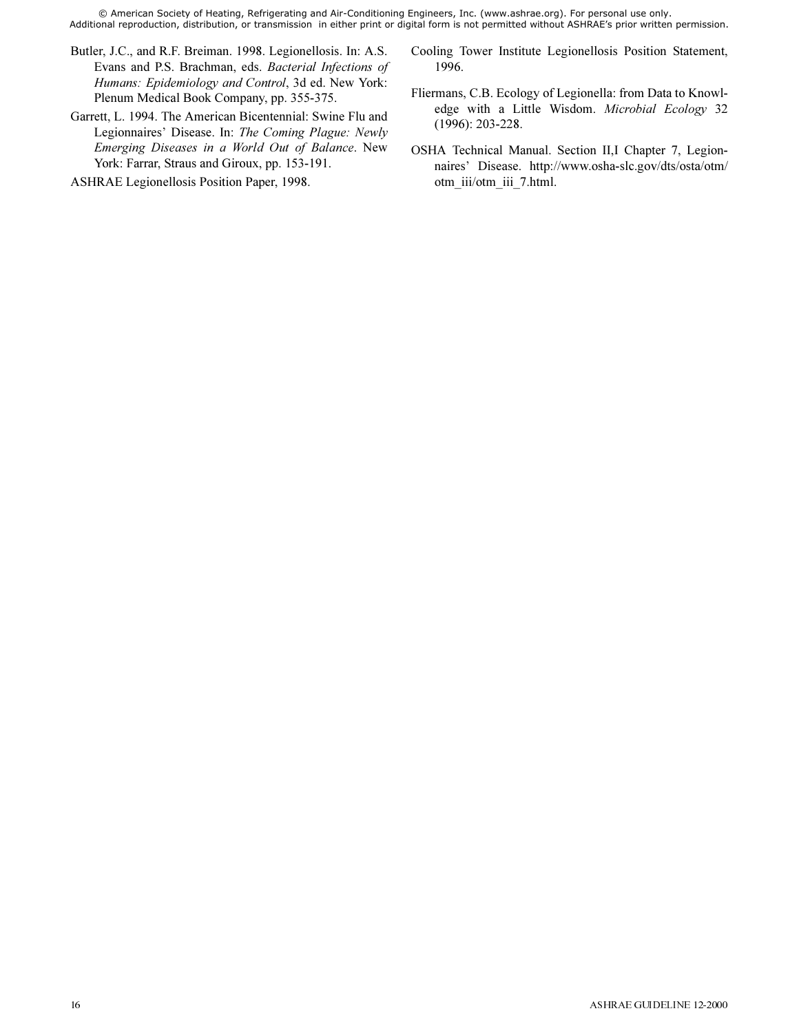Butler, J.C., and R.F. Breiman. 1998. Legionellosis. In: A.S. Evans and P.S. Brachman, eds. *Bacterial Infections of Humans: Epidemiology and Control*, 3d ed. New York: Plenum Medical Book Company, pp. 355-375.

Garrett, L. 1994. The American Bicentennial: Swine Flu and Legionnaires' Disease. In: *The Coming Plague: Newly Emerging Diseases in a World Out of Balance*. New York: Farrar, Straus and Giroux, pp. 153-191.

ASHRAE Legionellosis Position Paper, 1998.

Cooling Tower Institute Legionellosis Position Statement, 1996.

Fliermans, C.B. Ecology of Legionella: from Data to Knowledge with a Little Wisdom. *Microbial Ecology* 32 (1996): 203-228.

OSHA Technical Manual. Section II,I Chapter 7, Legionnaires' Disease. http://www.osha-slc.gov/dts/osta/otm/otm_iii/otm_iii_7.html.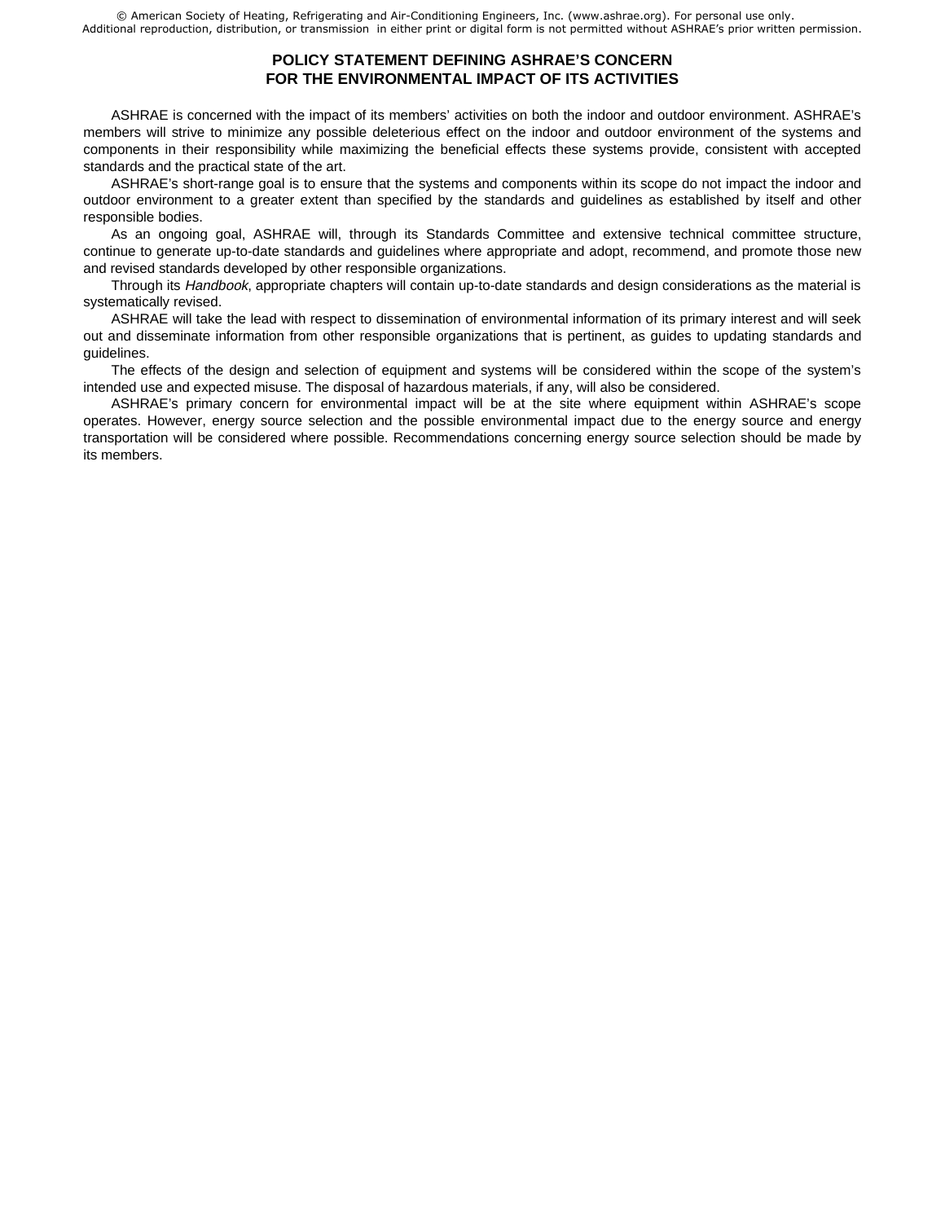# POLICY STATEMENT DEFINING ASHRAE'S CONCERN FOR THE ENVIRONMENTAL IMPACT OF ITS ACTIVITIES

ASHRAE is concerned with the impact of its members' activities on both the indoor and outdoor environment. ASHRAE's members will strive to minimize any possible deleterious effect on the indoor and outdoor environment of the systems and components in their responsibility while maximizing the beneficial effects these systems provide, consistent with accepted standards and the practical state of the art.

ASHRAE's short-range goal is to ensure that the systems and components within its scope do not impact the indoor and outdoor environment to a greater extent than specified by the standards and guidelines as established by itself and other responsible bodies.

As an ongoing goal, ASHRAE will, through its Standards Committee and extensive technical committee structure, continue to generate up-to-date standards and guidelines where appropriate and adopt, recommend, and promote those new and revised standards developed by other responsible organizations.

Through its *Handbook*, appropriate chapters will contain up-to-date standards and design considerations as the material is systematically revised.

ASHRAE will take the lead with respect to dissemination of environmental information of its primary interest and will seek out and disseminate information from other responsible organizations that is pertinent, as guides to updating standards and guidelines.

The effects of the design and selection of equipment and systems will be considered within the scope of the system's intended use and expected misuse. The disposal of hazardous materials, if any, will also be considered.

ASHRAE's primary concern for environmental impact will be at the site where equipment within ASHRAE's scope operates. However, energy source selection and the possible environmental impact due to the energy source and energy transportation will be considered where possible. Recommendations concerning energy source selection should be made by its members.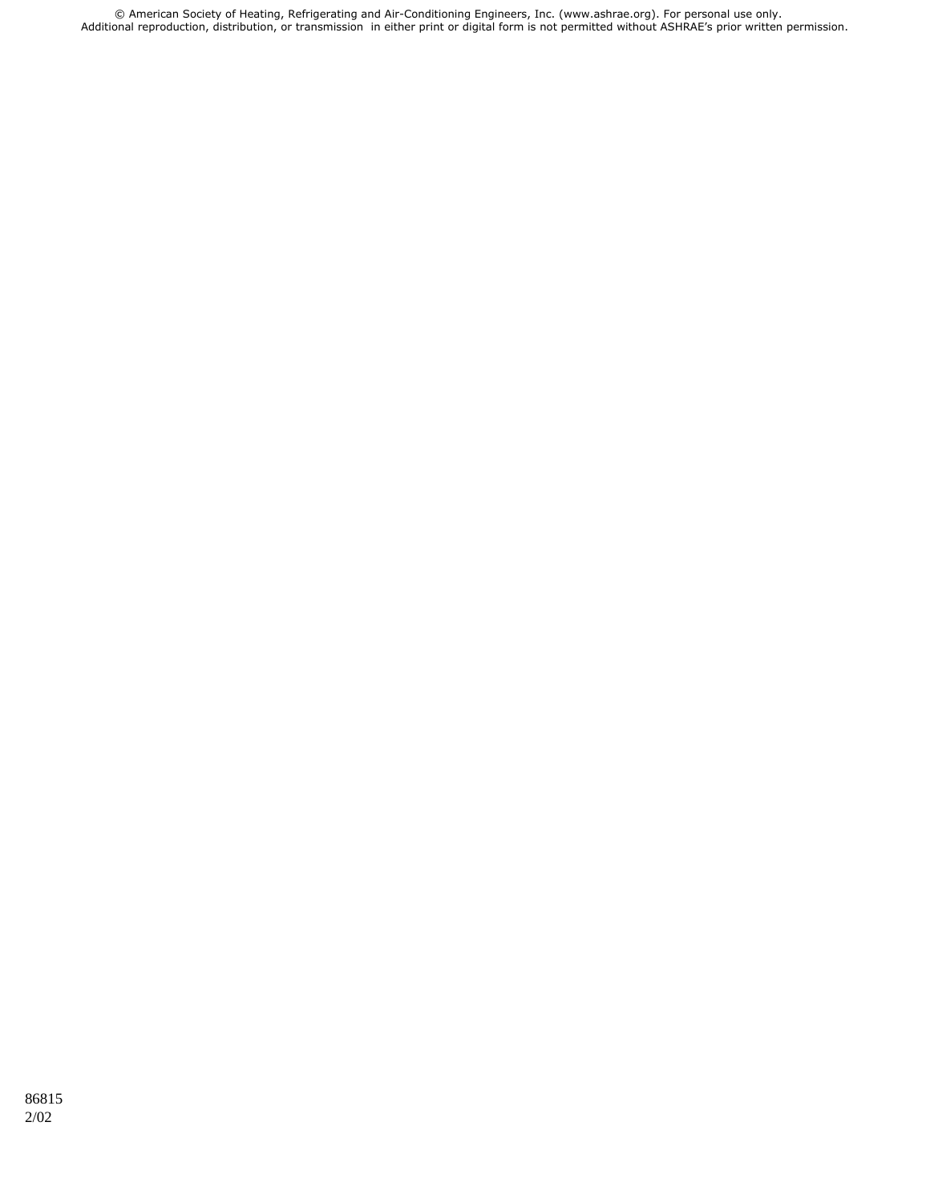86815
2/02